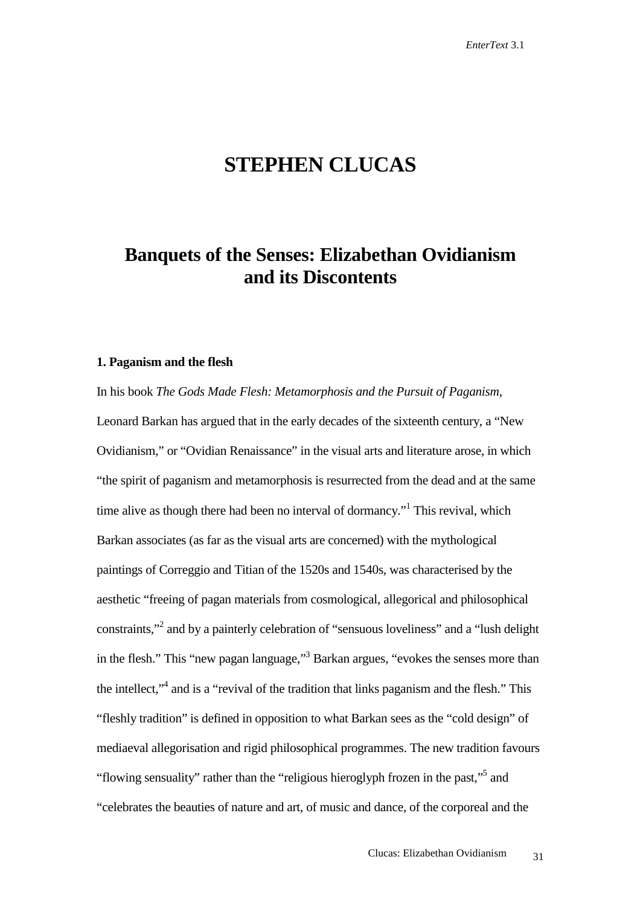# STEPHEN CLUCAS

## Banquets of the Senses: Elizabethan Ovidianism and its Discontents

### 1. Paganism and the flesh

In his book *The Gods Made Flesh: Metamorphosis and the Pursuit of Paganism*, Leonard Barkan has argued that in the early decades of the sixteenth century, a "New Ovidianism," or "Ovidian Renaissance" in the visual arts and literature arose, in which "the spirit of paganism and metamorphosis is resurrected from the dead and at the same time alive as though there had been no interval of dormancy."[1] This revival, which Barkan associates (as far as the visual arts are concerned) with the mythological paintings of Correggio and Titian of the 1520s and 1540s, was characterised by the aesthetic "freeing of pagan materials from cosmological, allegorical and philosophical constraints,"[2] and by a painterly celebration of "sensuous loveliness" and a "lush delight in the flesh." This "new pagan language,"[3] Barkan argues, "evokes the senses more than the intellect,"[4] and is a "revival of the tradition that links paganism and the flesh." This "fleshly tradition" is defined in opposition to what Barkan sees as the "cold design" of mediaeval allegorisation and rigid philosophical programmes. The new tradition favours "flowing sensuality" rather than the "religious hieroglyph frozen in the past,"[5] and "celebrates the beauties of nature and art, of music and dance, of the corporeal and the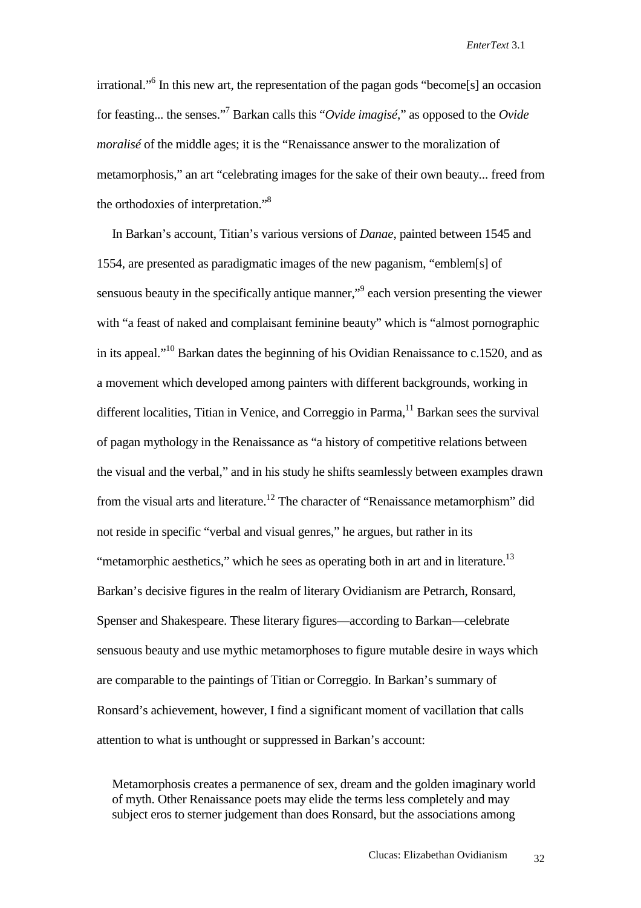irrational."[6] In this new art, the representation of the pagan gods "become[s] an occasion for feasting... the senses."[7] Barkan calls this "*Ovide imagisé*," as opposed to the *Ovide moralisé* of the middle ages; it is the "Renaissance answer to the moralization of metamorphosis," an art "celebrating images for the sake of their own beauty... freed from the orthodoxies of interpretation."[8]

In Barkan's account, Titian's various versions of *Danae*, painted between 1545 and 1554, are presented as paradigmatic images of the new paganism, "emblem[s] of sensuous beauty in the specifically antique manner,"[9] each version presenting the viewer with "a feast of naked and complaisant feminine beauty" which is "almost pornographic in its appeal."[10] Barkan dates the beginning of his Ovidian Renaissance to c.1520, and as a movement which developed among painters with different backgrounds, working in different localities, Titian in Venice, and Correggio in Parma,[11] Barkan sees the survival of pagan mythology in the Renaissance as "a history of competitive relations between the visual and the verbal," and in his study he shifts seamlessly between examples drawn from the visual arts and literature.[12] The character of "Renaissance metamorphism" did not reside in specific "verbal and visual genres," he argues, but rather in its "metamorphic aesthetics," which he sees as operating both in art and in literature.[13] Barkan's decisive figures in the realm of literary Ovidianism are Petrarch, Ronsard, Spenser and Shakespeare. These literary figures—according to Barkan—celebrate sensuous beauty and use mythic metamorphoses to figure mutable desire in ways which are comparable to the paintings of Titian or Correggio. In Barkan's summary of Ronsard's achievement, however, I find a significant moment of vacillation that calls attention to what is unthought or suppressed in Barkan's account:

> Metamorphosis creates a permanence of sex, dream and the golden imaginary world of myth. Other Renaissance poets may elide the terms less completely and may subject eros to sterner judgement than does Ronsard, but the associations among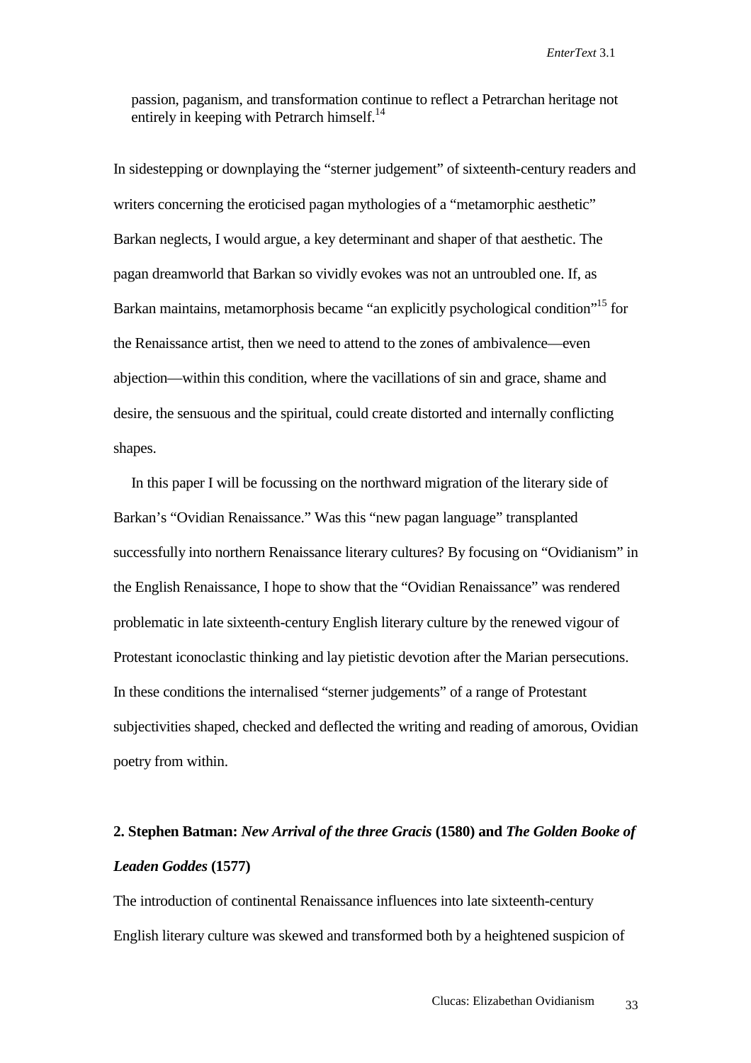passion, paganism, and transformation continue to reflect a Petrarchan heritage not entirely in keeping with Petrarch himself.[14]

In sidestepping or downplaying the "sterner judgement" of sixteenth-century readers and writers concerning the eroticised pagan mythologies of a "metamorphic aesthetic" Barkan neglects, I would argue, a key determinant and shaper of that aesthetic. The pagan dreamworld that Barkan so vividly evokes was not an untroubled one. If, as Barkan maintains, metamorphosis became "an explicitly psychological condition"[15] for the Renaissance artist, then we need to attend to the zones of ambivalence—even abjection—within this condition, where the vacillations of sin and grace, shame and desire, the sensuous and the spiritual, could create distorted and internally conflicting shapes.

In this paper I will be focussing on the northward migration of the literary side of Barkan's "Ovidian Renaissance." Was this "new pagan language" transplanted successfully into northern Renaissance literary cultures? By focusing on "Ovidianism" in the English Renaissance, I hope to show that the "Ovidian Renaissance" was rendered problematic in late sixteenth-century English literary culture by the renewed vigour of Protestant iconoclastic thinking and lay pietistic devotion after the Marian persecutions. In these conditions the internalised "sterner judgements" of a range of Protestant subjectivities shaped, checked and deflected the writing and reading of amorous, Ovidian poetry from within.

## 2. Stephen Batman: *New Arrival of the three Gracis* (1580) and *The Golden Booke of Leaden Goddes* (1577)

The introduction of continental Renaissance influences into late sixteenth-century English literary culture was skewed and transformed both by a heightened suspicion of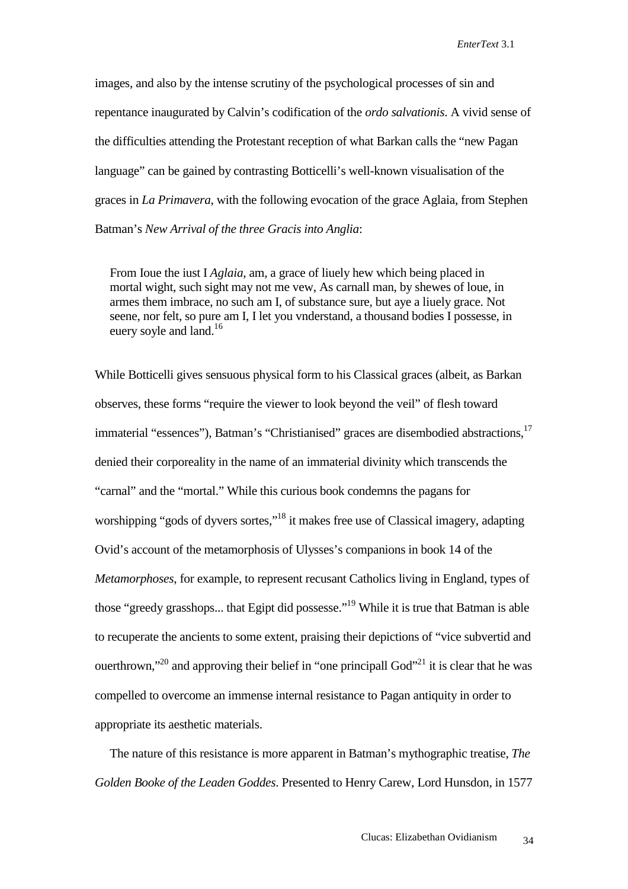images, and also by the intense scrutiny of the psychological processes of sin and repentance inaugurated by Calvin's codification of the *ordo salvationis*. A vivid sense of the difficulties attending the Protestant reception of what Barkan calls the "new Pagan language" can be gained by contrasting Botticelli's well-known visualisation of the graces in *La Primavera*, with the following evocation of the grace Aglaia, from Stephen Batman's *New Arrival of the three Gracis into Anglia*:

> From Ioue the iust I *Aglaia*, am, a grace of liuely hew which being placed in mortal wight, such sight may not me vew, As carnall man, by shewes of loue, in armes them imbrace, no such am I, of substance sure, but aye a liuely grace. Not seene, nor felt, so pure am I, I let you vnderstand, a thousand bodies I possesse, in euery soyle and land.[16]

While Botticelli gives sensuous physical form to his Classical graces (albeit, as Barkan observes, these forms "require the viewer to look beyond the veil" of flesh toward immaterial "essences"), Batman's "Christianised" graces are disembodied abstractions,[17] denied their corporeality in the name of an immaterial divinity which transcends the "carnal" and the "mortal." While this curious book condemns the pagans for worshipping "gods of dyvers sortes,"[18] it makes free use of Classical imagery, adapting Ovid's account of the metamorphosis of Ulysses's companions in book 14 of the *Metamorphoses*, for example, to represent recusant Catholics living in England, types of those "greedy grasshops... that Egipt did possesse."[19] While it is true that Batman is able to recuperate the ancients to some extent, praising their depictions of "vice subvertid and ouerthrown,"[20] and approving their belief in "one principall God"[21] it is clear that he was compelled to overcome an immense internal resistance to Pagan antiquity in order to appropriate its aesthetic materials.

The nature of this resistance is more apparent in Batman's mythographic treatise, *The Golden Booke of the Leaden Goddes*. Presented to Henry Carew, Lord Hunsdon, in 1577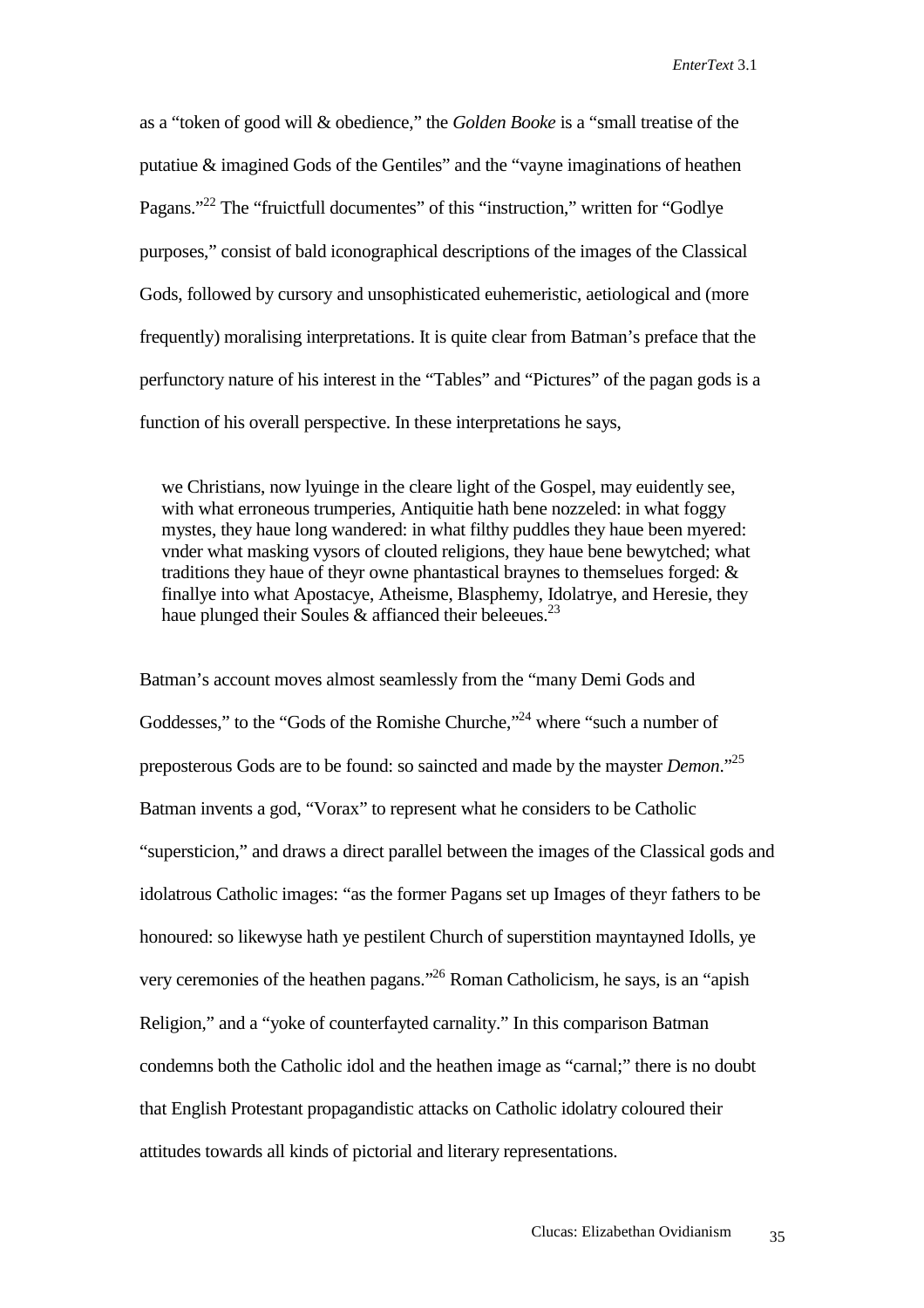as a "token of good will & obedience," the *Golden Booke* is a "small treatise of the putatiue & imagined Gods of the Gentiles" and the "vayne imaginations of heathen Pagans."[22] The "fruictfull documentes" of this "instruction," written for "Godlye purposes," consist of bald iconographical descriptions of the images of the Classical Gods, followed by cursory and unsophisticated euhemeristic, aetiological and (more frequently) moralising interpretations. It is quite clear from Batman's preface that the perfunctory nature of his interest in the "Tables" and "Pictures" of the pagan gods is a function of his overall perspective. In these interpretations he says,

> we Christians, now lyuinge in the cleare light of the Gospel, may euidently see, with what erroneous trumperies, Antiquitie hath bene nozzeled: in what foggy mystes, they haue long wandered: in what filthy puddles they haue been myered: vnder what masking vysors of clouted religions, they haue bene bewytched; what traditions they haue of theyr owne phantastical braynes to themselues forged: & finallye into what Apostacye, Atheisme, Blasphemy, Idolatrye, and Heresie, they haue plunged their Soules & affianced their beleeues.[23]

Batman's account moves almost seamlessly from the "many Demi Gods and Goddesses," to the "Gods of the Romishe Churche,"[24] where "such a number of preposterous Gods are to be found: so saincted and made by the mayster *Demon*."[25] Batman invents a god, "Vorax" to represent what he considers to be Catholic "supersticion," and draws a direct parallel between the images of the Classical gods and idolatrous Catholic images: "as the former Pagans set up Images of theyr fathers to be honoured: so likewyse hath ye pestilent Church of superstition mayntayned Idolls, ye very ceremonies of the heathen pagans."[26] Roman Catholicism, he says, is an "apish Religion," and a "yoke of counterfayted carnality." In this comparison Batman condemns both the Catholic idol and the heathen image as "carnal;" there is no doubt that English Protestant propagandistic attacks on Catholic idolatry coloured their attitudes towards all kinds of pictorial and literary representations.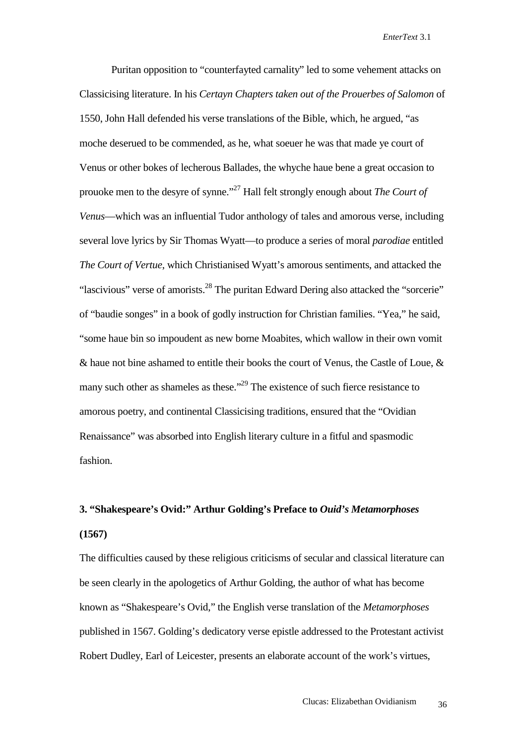Puritan opposition to "counterfayted carnality" led to some vehement attacks on Classicising literature. In his *Certayn Chapters taken out of the Prouerbes of Salomon* of 1550, John Hall defended his verse translations of the Bible, which, he argued, "as moche deserued to be commended, as he, what soeuer he was that made ye court of Venus or other bokes of lecherous Ballades, the whyche haue bene a great occasion to prouoke men to the desyre of synne."[27] Hall felt strongly enough about *The Court of Venus*—which was an influential Tudor anthology of tales and amorous verse, including several love lyrics by Sir Thomas Wyatt—to produce a series of moral *parodiae* entitled *The Court of Vertue*, which Christianised Wyatt's amorous sentiments, and attacked the "lascivious" verse of amorists.[28] The puritan Edward Dering also attacked the "sorcerie" of "baudie songes" in a book of godly instruction for Christian families. "Yea," he said, "some haue bin so impoudent as new borne Moabites, which wallow in their own vomit & haue not bine ashamed to entitle their books the court of Venus, the Castle of Loue, & many such other as shameles as these."[29] The existence of such fierce resistance to amorous poetry, and continental Classicising traditions, ensured that the "Ovidian Renaissance" was absorbed into English literary culture in a fitful and spasmodic fashion.

### 3. "Shakespeare's Ovid:" Arthur Golding's Preface to *Ouid's Metamorphoses* (1567)

The difficulties caused by these religious criticisms of secular and classical literature can be seen clearly in the apologetics of Arthur Golding, the author of what has become known as "Shakespeare's Ovid," the English verse translation of the *Metamorphoses* published in 1567. Golding's dedicatory verse epistle addressed to the Protestant activist Robert Dudley, Earl of Leicester, presents an elaborate account of the work's virtues,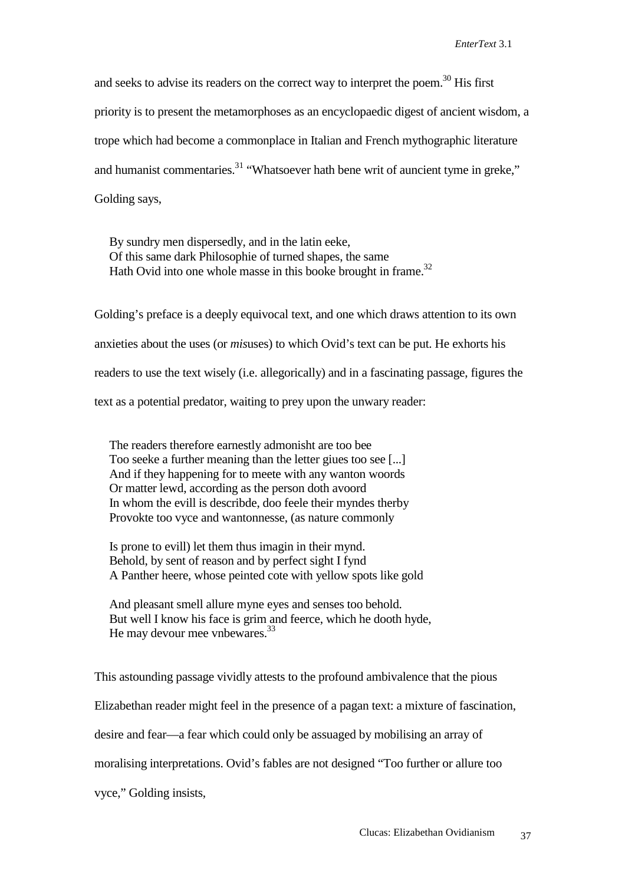and seeks to advise its readers on the correct way to interpret the poem.[30] His first priority is to present the metamorphoses as an encyclopaedic digest of ancient wisdom, a trope which had become a commonplace in Italian and French mythographic literature and humanist commentaries.[31] "Whatsoever hath bene writ of auncient tyme in greke," Golding says,

> By sundry men dispersedly, and in the latin eeke,
> Of this same dark Philosophie of turned shapes, the same
> Hath Ovid into one whole masse in this booke brought in frame.[32]

Golding's preface is a deeply equivocal text, and one which draws attention to its own anxieties about the uses (or *mis*uses) to which Ovid's text can be put. He exhorts his readers to use the text wisely (i.e. allegorically) and in a fascinating passage, figures the text as a potential predator, waiting to prey upon the unwary reader:

> The readers therefore earnestly admonisht are too bee
> Too seeke a further meaning than the letter giues too see [...]
> And if they happening for to meete with any wanton woords
> Or matter lewd, according as the person doth avoord
> In whom the evill is describde, doo feele their myndes therby
> Provokte too vyce and wantonnesse, (as nature commonly
>
> Is prone to evill) let them thus imagin in their mynd.
> Behold, by sent of reason and by perfect sight I fynd
> A Panther heere, whose peinted cote with yellow spots like gold
>
> And pleasant smell allure myne eyes and senses too behold.
> But well I know his face is grim and feerce, which he dooth hyde,
> He may devour mee vnbewares.[33]

This astounding passage vividly attests to the profound ambivalence that the pious Elizabethan reader might feel in the presence of a pagan text: a mixture of fascination, desire and fear—a fear which could only be assuaged by mobilising an array of moralising interpretations. Ovid's fables are not designed "Too further or allure too vyce," Golding insists,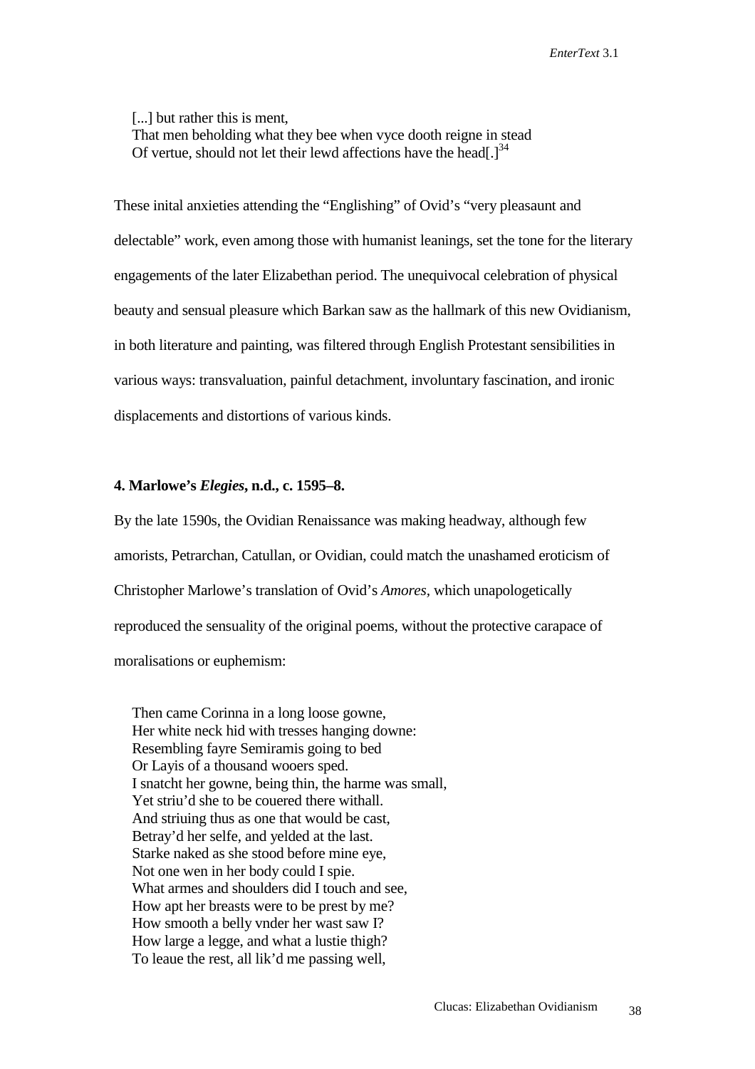> [...] but rather this is ment,
> That men beholding what they bee when vyce dooth reigne in stead
> Of vertue, should not let their lewd affections have the head[.][34]

These inital anxieties attending the "Englishing" of Ovid's "very pleasaunt and delectable" work, even among those with humanist leanings, set the tone for the literary engagements of the later Elizabethan period. The unequivocal celebration of physical beauty and sensual pleasure which Barkan saw as the hallmark of this new Ovidianism, in both literature and painting, was filtered through English Protestant sensibilities in various ways: transvaluation, painful detachment, involuntary fascination, and ironic displacements and distortions of various kinds.

#### 4. Marlowe's *Elegies*, n.d., c. 1595–8.

By the late 1590s, the Ovidian Renaissance was making headway, although few amorists, Petrarchan, Catullan, or Ovidian, could match the unashamed eroticism of Christopher Marlowe's translation of Ovid's *Amores*, which unapologetically reproduced the sensuality of the original poems, without the protective carapace of moralisations or euphemism:

> Then came Corinna in a long loose gowne,
> Her white neck hid with tresses hanging downe:
> Resembling fayre Semiramis going to bed
> Or Layis of a thousand wooers sped.
> I snatcht her gowne, being thin, the harme was small,
> Yet striu'd she to be couered there withall.
> And striuing thus as one that would be cast,
> Betray'd her selfe, and yelded at the last.
> Starke naked as she stood before mine eye,
> Not one wen in her body could I spie.
> What armes and shoulders did I touch and see,
> How apt her breasts were to be prest by me?
> How smooth a belly vnder her wast saw I?
> How large a legge, and what a lustie thigh?
> To leaue the rest, all lik'd me passing well,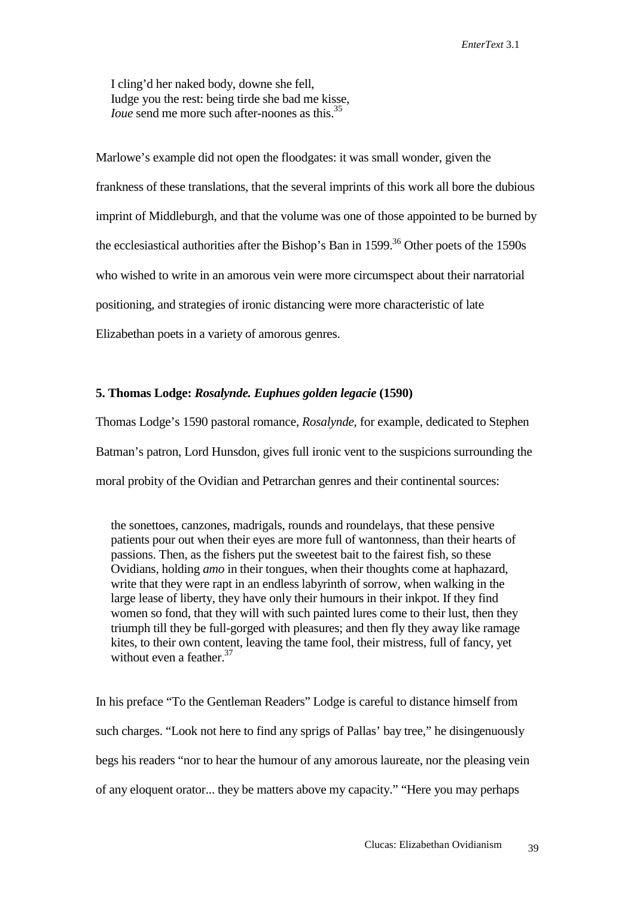> I cling'd her naked body, downe she fell,  
> Iudge you the rest: being tirde she bad me kisse,  
> *Ioue* send me more such after-noones as this.[35]

Marlowe's example did not open the floodgates: it was small wonder, given the frankness of these translations, that the several imprints of this work all bore the dubious imprint of Middleburgh, and that the volume was one of those appointed to be burned by the ecclesiastical authorities after the Bishop's Ban in 1599.[36] Other poets of the 1590s who wished to write in an amorous vein were more circumspect about their narratorial positioning, and strategies of ironic distancing were more characteristic of late Elizabethan poets in a variety of amorous genres.

### 5. Thomas Lodge: *Rosalynde. Euphues golden legacie* (1590)

Thomas Lodge's 1590 pastoral romance, *Rosalynde*, for example, dedicated to Stephen Batman's patron, Lord Hunsdon, gives full ironic vent to the suspicions surrounding the moral probity of the Ovidian and Petrarchan genres and their continental sources:

> the sonettoes, canzones, madrigals, rounds and roundelays, that these pensive patients pour out when their eyes are more full of wantonness, than their hearts of passions. Then, as the fishers put the sweetest bait to the fairest fish, so these Ovidians, holding *amo* in their tongues, when their thoughts come at haphazard, write that they were rapt in an endless labyrinth of sorrow, when walking in the large lease of liberty, they have only their humours in their inkpot. If they find women so fond, that they will with such painted lures come to their lust, then they triumph till they be full-gorged with pleasures; and then fly they away like ramage kites, to their own content, leaving the tame fool, their mistress, full of fancy, yet without even a feather.[37]

In his preface "To the Gentleman Readers" Lodge is careful to distance himself from such charges. "Look not here to find any sprigs of Pallas' bay tree," he disingenuously begs his readers "nor to hear the humour of any amorous laureate, nor the pleasing vein of any eloquent orator... they be matters above my capacity." "Here you may perhaps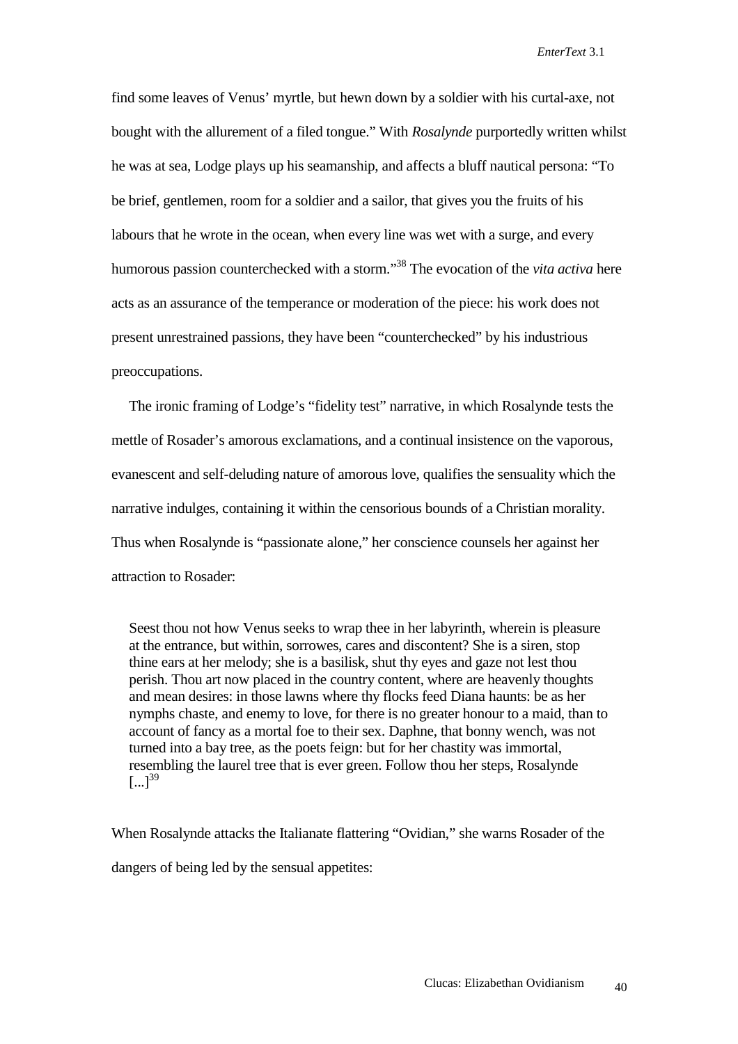find some leaves of Venus' myrtle, but hewn down by a soldier with his curtal-axe, not bought with the allurement of a filed tongue." With *Rosalynde* purportedly written whilst he was at sea, Lodge plays up his seamanship, and affects a bluff nautical persona: "To be brief, gentlemen, room for a soldier and a sailor, that gives you the fruits of his labours that he wrote in the ocean, when every line was wet with a surge, and every humorous passion counterchecked with a storm."[38] The evocation of the *vita activa* here acts as an assurance of the temperance or moderation of the piece: his work does not present unrestrained passions, they have been "counterchecked" by his industrious preoccupations.

The ironic framing of Lodge's "fidelity test" narrative, in which Rosalynde tests the mettle of Rosader's amorous exclamations, and a continual insistence on the vaporous, evanescent and self-deluding nature of amorous love, qualifies the sensuality which the narrative indulges, containing it within the censorious bounds of a Christian morality. Thus when Rosalynde is "passionate alone," her conscience counsels her against her attraction to Rosader:

> Seest thou not how Venus seeks to wrap thee in her labyrinth, wherein is pleasure at the entrance, but within, sorrowes, cares and discontent? She is a siren, stop thine ears at her melody; she is a basilisk, shut thy eyes and gaze not lest thou perish. Thou art now placed in the country content, where are heavenly thoughts and mean desires: in those lawns where thy flocks feed Diana haunts: be as her nymphs chaste, and enemy to love, for there is no greater honour to a maid, than to account of fancy as a mortal foe to their sex. Daphne, that bonny wench, was not turned into a bay tree, as the poets feign: but for her chastity was immortal, resembling the laurel tree that is ever green. Follow thou her steps, Rosalynde [...][39]

When Rosalynde attacks the Italianate flattering "Ovidian," she warns Rosader of the dangers of being led by the sensual appetites: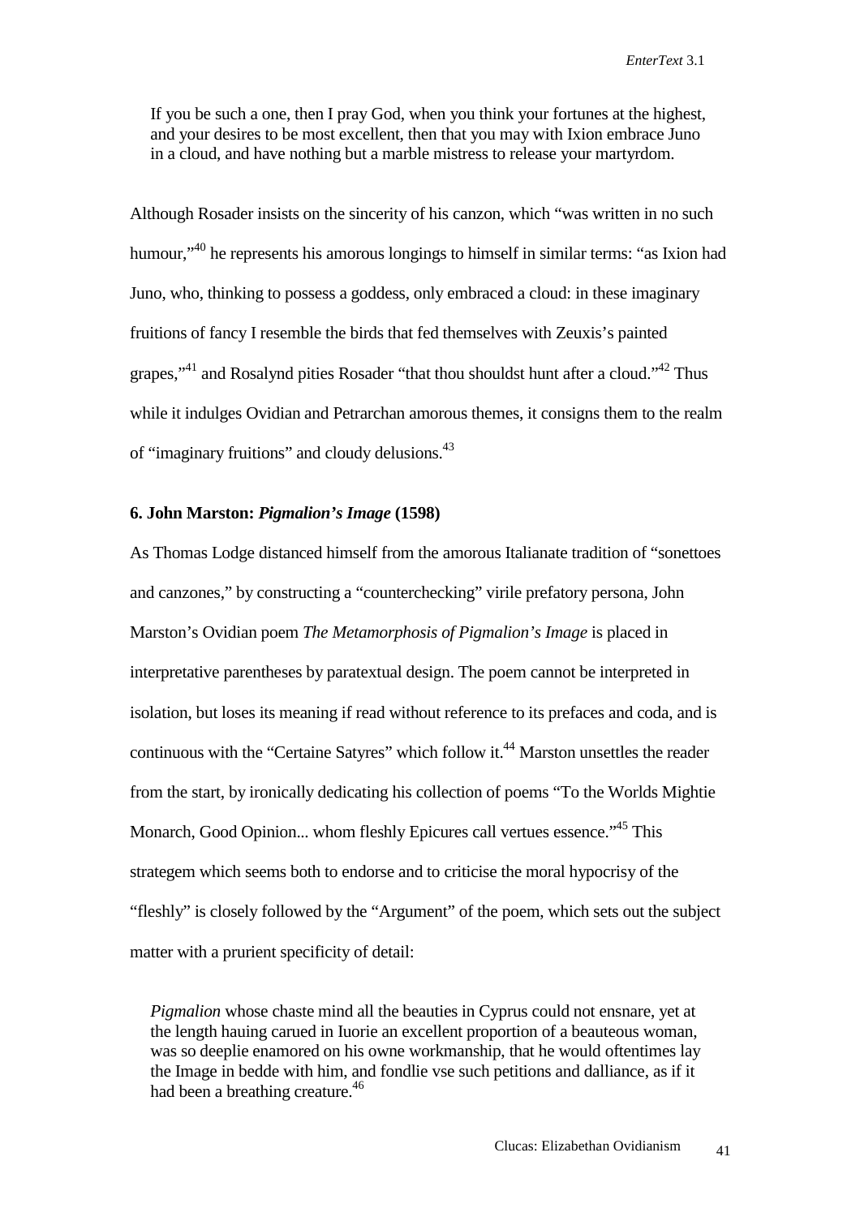> If you be such a one, then I pray God, when you think your fortunes at the highest, and your desires to be most excellent, then that you may with Ixion embrace Juno in a cloud, and have nothing but a marble mistress to release your martyrdom.

Although Rosader insists on the sincerity of his canzon, which "was written in no such humour,"[40] he represents his amorous longings to himself in similar terms: "as Ixion had Juno, who, thinking to possess a goddess, only embraced a cloud: in these imaginary fruitions of fancy I resemble the birds that fed themselves with Zeuxis's painted grapes,"[41] and Rosalynd pities Rosader "that thou shouldst hunt after a cloud."[42] Thus while it indulges Ovidian and Petrarchan amorous themes, it consigns them to the realm of "imaginary fruitions" and cloudy delusions.[43]

### 6. John Marston: *Pigmalion's Image* (1598)

As Thomas Lodge distanced himself from the amorous Italianate tradition of "sonettoes and canzones," by constructing a "counterchecking" virile prefatory persona, John Marston's Ovidian poem *The Metamorphosis of Pigmalion's Image* is placed in interpretative parentheses by paratextual design. The poem cannot be interpreted in isolation, but loses its meaning if read without reference to its prefaces and coda, and is continuous with the "Certaine Satyres" which follow it.[44] Marston unsettles the reader from the start, by ironically dedicating his collection of poems "To the Worlds Mightie Monarch, Good Opinion... whom fleshly Epicures call vertues essence."[45] This strategem which seems both to endorse and to criticise the moral hypocrisy of the "fleshly" is closely followed by the "Argument" of the poem, which sets out the subject matter with a prurient specificity of detail:

> *Pigmalion* whose chaste mind all the beauties in Cyprus could not ensnare, yet at the length hauing carued in Iuorie an excellent proportion of a beauteous woman, was so deeplie enamored on his owne workmanship, that he would oftentimes lay the Image in bedde with him, and fondlie vse such petitions and dalliance, as if it had been a breathing creature.[46]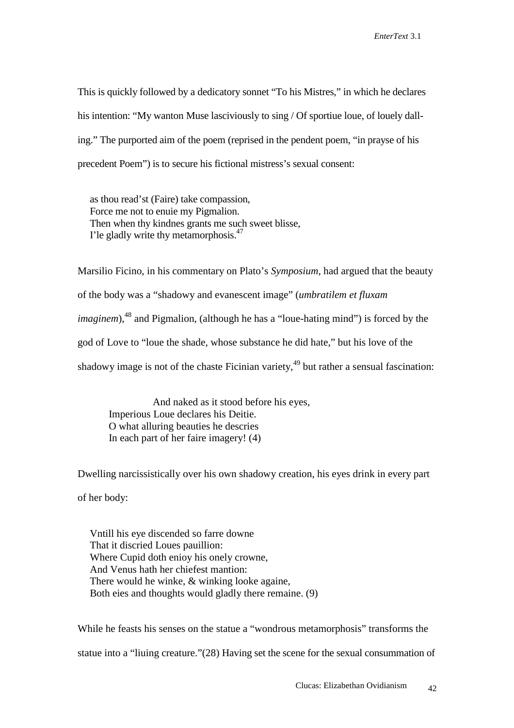This is quickly followed by a dedicatory sonnet "To his Mistres," in which he declares his intention: "My wanton Muse lasciviously to sing / Of sportiue loue, of louely dalling." The purported aim of the poem (reprised in the pendent poem, "in prayse of his precedent Poem") is to secure his fictional mistress's sexual consent:

> as thou read'st (Faire) take compassion,
> Force me not to enuie my Pigmalion.
> Then when thy kindnes grants me such sweet blisse,
> I'le gladly write thy metamorphosis.[47]

Marsilio Ficino, in his commentary on Plato's *Symposium*, had argued that the beauty of the body was a "shadowy and evanescent image" (*umbratilem et fluxam imaginem*),[48] and Pigmalion, (although he has a "loue-hating mind") is forced by the god of Love to "loue the shade, whose substance he did hate," but his love of the shadowy image is not of the chaste Ficinian variety,[49] but rather a sensual fascination:

> And naked as it stood before his eyes,
> Imperious Loue declares his Deitie.
> O what alluring beauties he descries
> In each part of her faire imagery! (4)

Dwelling narcissistically over his own shadowy creation, his eyes drink in every part of her body:

> Vntill his eye discended so farre downe
> That it discried Loues pauillion:
> Where Cupid doth enioy his onely crowne,
> And Venus hath her chiefest mantion:
> There would he winke, & winking looke againe,
> Both eies and thoughts would gladly there remaine. (9)

While he feasts his senses on the statue a "wondrous metamorphosis" transforms the statue into a "liuing creature."(28) Having set the scene for the sexual consummation of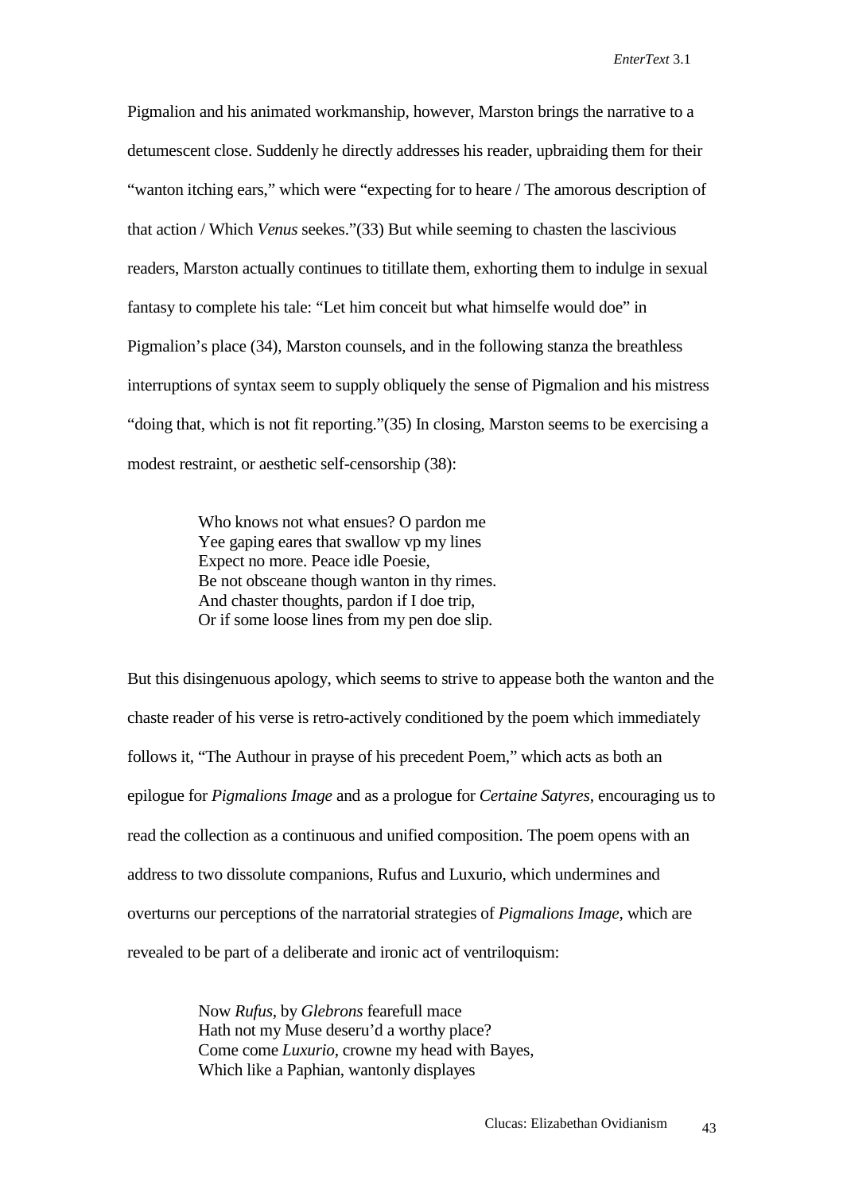Pigmalion and his animated workmanship, however, Marston brings the narrative to a detumescent close. Suddenly he directly addresses his reader, upbraiding them for their "wanton itching ears," which were "expecting for to heare / The amorous description of that action / Which *Venus* seekes."(33) But while seeming to chasten the lascivious readers, Marston actually continues to titillate them, exhorting them to indulge in sexual fantasy to complete his tale: "Let him conceit but what himselfe would doe" in Pigmalion's place (34), Marston counsels, and in the following stanza the breathless interruptions of syntax seem to supply obliquely the sense of Pigmalion and his mistress "doing that, which is not fit reporting."(35) In closing, Marston seems to be exercising a modest restraint, or aesthetic self-censorship (38):

> Who knows not what ensues? O pardon me
> Yee gaping eares that swallow vp my lines
> Expect no more. Peace idle Poesie,
> Be not obsceane though wanton in thy rimes.
> And chaster thoughts, pardon if I doe trip,
> Or if some loose lines from my pen doe slip.

But this disingenuous apology, which seems to strive to appease both the wanton and the chaste reader of his verse is retro-actively conditioned by the poem which immediately follows it, "The Authour in prayse of his precedent Poem," which acts as both an epilogue for *Pigmalions Image* and as a prologue for *Certaine Satyres*, encouraging us to read the collection as a continuous and unified composition. The poem opens with an address to two dissolute companions, Rufus and Luxurio, which undermines and overturns our perceptions of the narratorial strategies of *Pigmalions Image*, which are revealed to be part of a deliberate and ironic act of ventriloquism:

> Now *Rufus*, by *Glebrons* fearefull mace
> Hath not my Muse deseru'd a worthy place?
> Come come *Luxurio*, crowne my head with Bayes,
> Which like a Paphian, wantonly displayes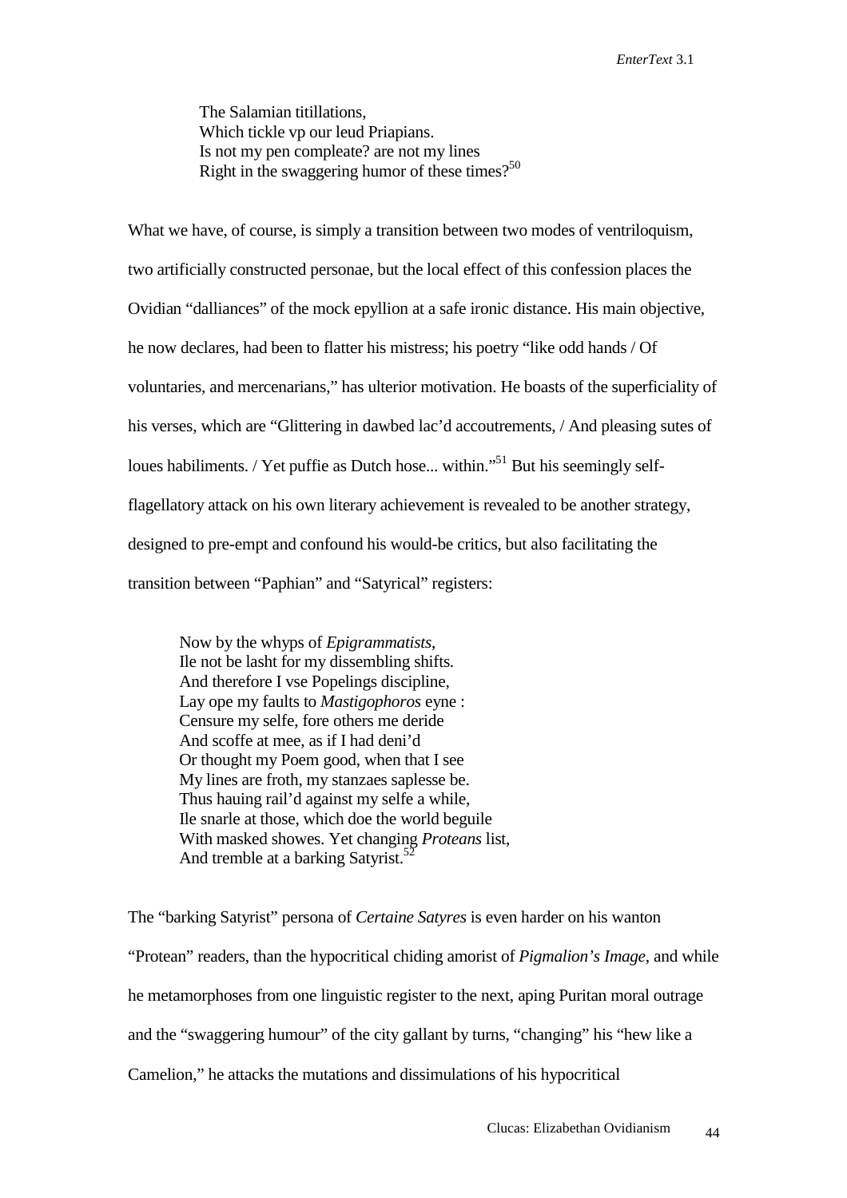The Salamian titillations,  
Which tickle vp our leud Priapians.  
Is not my pen compleate? are not my lines  
Right in the swaggering humor of these times?[50]

What we have, of course, is simply a transition between two modes of ventriloquism, two artificially constructed personae, but the local effect of this confession places the Ovidian "dalliances" of the mock epyllion at a safe ironic distance. His main objective, he now declares, had been to flatter his mistress; his poetry "like odd hands / Of voluntaries, and mercenarians," has ulterior motivation. He boasts of the superficiality of his verses, which are "Glittering in dawbed lac'd accoutrements, / And pleasing sutes of loues habiliments. / Yet puffie as Dutch hose... within."[51] But his seemingly self-flagellatory attack on his own literary achievement is revealed to be another strategy, designed to pre-empt and confound his would-be critics, but also facilitating the transition between "Paphian" and "Satyrical" registers:

Now by the whyps of *Epigrammatists*,  
Ile not be lasht for my dissembling shifts.  
And therefore I vse Popelings discipline,  
Lay ope my faults to *Mastigophoros* eyne :  
Censure my selfe, fore others me deride  
And scoffe at mee, as if I had deni'd  
Or thought my Poem good, when that I see  
My lines are froth, my stanzaes saplesse be.  
Thus hauing rail'd against my selfe a while,  
Ile snarle at those, which doe the world beguile  
With masked showes. Yet changing *Proteans* list,  
And tremble at a barking Satyrist.[52]

The "barking Satyrist" persona of *Certaine Satyres* is even harder on his wanton "Protean" readers, than the hypocritical chiding amorist of *Pigmalion's Image*, and while he metamorphoses from one linguistic register to the next, aping Puritan moral outrage and the "swaggering humour" of the city gallant by turns, "changing" his "hew like a Camelion," he attacks the mutations and dissimulations of his hypocritical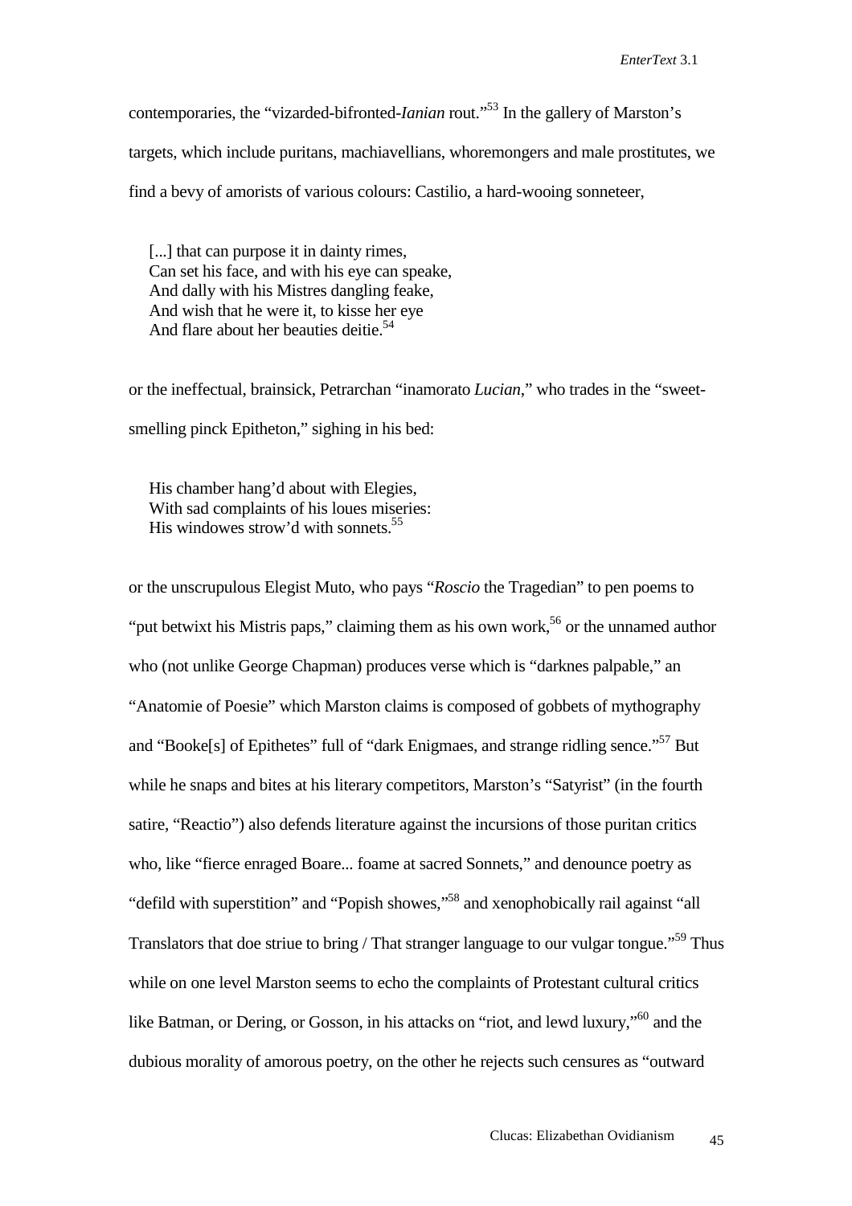contemporaries, the "vizarded-bifronted-*Ianian* rout."[53] In the gallery of Marston's targets, which include puritans, machiavellians, whoremongers and male prostitutes, we find a bevy of amorists of various colours: Castilio, a hard-wooing sonneteer,

> [...] that can purpose it in dainty rimes,
> Can set his face, and with his eye can speake,
> And dally with his Mistres dangling feake,
> And wish that he were it, to kisse her eye
> And flare about her beauties deitie.[54]

or the ineffectual, brainsick, Petrarchan "inamorato *Lucian*," who trades in the "sweet-smelling pinck Epitheton," sighing in his bed:

> His chamber hang'd about with Elegies,
> With sad complaints of his loues miseries:
> His windowes strow'd with sonnets.[55]

or the unscrupulous Elegist Muto, who pays "*Roscio* the Tragedian" to pen poems to "put betwixt his Mistris paps," claiming them as his own work,[56] or the unnamed author who (not unlike George Chapman) produces verse which is "darknes palpable," an "Anatomie of Poesie" which Marston claims is composed of gobbets of mythography and "Booke[s] of Epithetes" full of "dark Enigmaes, and strange ridling sence."[57] But while he snaps and bites at his literary competitors, Marston's "Satyrist" (in the fourth satire, "Reactio") also defends literature against the incursions of those puritan critics who, like "fierce enraged Boare... foame at sacred Sonnets," and denounce poetry as "defild with superstition" and "Popish showes,"[58] and xenophobically rail against "all Translators that doe striue to bring / That stranger language to our vulgar tongue."[59] Thus while on one level Marston seems to echo the complaints of Protestant cultural critics like Batman, or Dering, or Gosson, in his attacks on "riot, and lewd luxury,"[60] and the dubious morality of amorous poetry, on the other he rejects such censures as "outward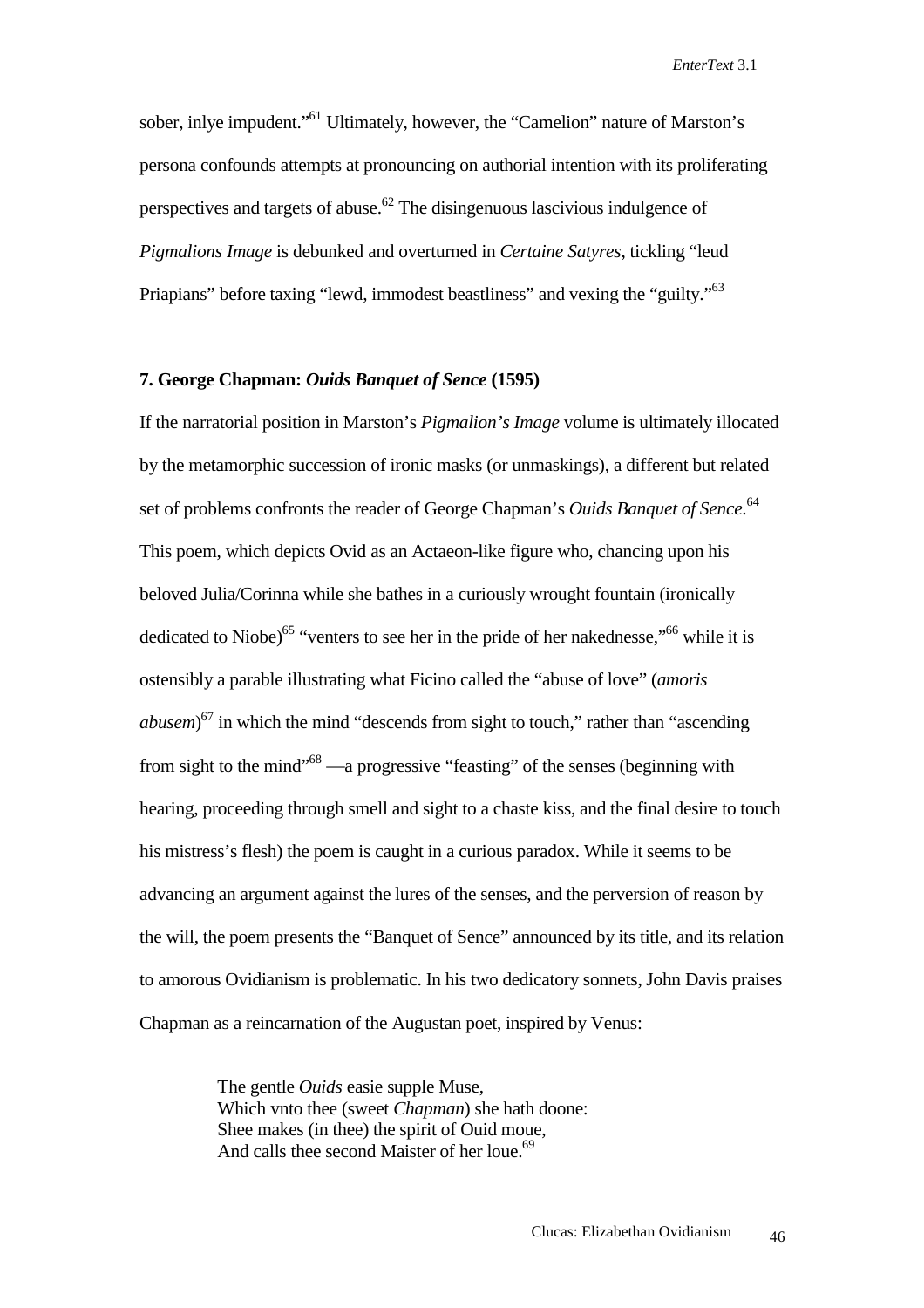sober, inlye impudent."[61] Ultimately, however, the "Camelion" nature of Marston's persona confounds attempts at pronouncing on authorial intention with its proliferating perspectives and targets of abuse.[62] The disingenuous lascivious indulgence of *Pigmalions Image* is debunked and overturned in *Certaine Satyres*, tickling "leud Priapians" before taxing "lewd, immodest beastliness" and vexing the "guilty."[63]

### 7. George Chapman: *Ouids Banquet of Sence* (1595)

If the narratorial position in Marston's *Pigmalion's Image* volume is ultimately illocated by the metamorphic succession of ironic masks (or unmaskings), a different but related set of problems confronts the reader of George Chapman's *Ouids Banquet of Sence*.[64] This poem, which depicts Ovid as an Actaeon-like figure who, chancing upon his beloved Julia/Corinna while she bathes in a curiously wrought fountain (ironically dedicated to Niobe)[65] "venters to see her in the pride of her nakednesse,"[66] while it is ostensibly a parable illustrating what Ficino called the "abuse of love" (*amoris abusem*)[67] in which the mind "descends from sight to touch," rather than "ascending from sight to the mind"[68] —a progressive "feasting" of the senses (beginning with hearing, proceeding through smell and sight to a chaste kiss, and the final desire to touch his mistress's flesh) the poem is caught in a curious paradox. While it seems to be advancing an argument against the lures of the senses, and the perversion of reason by the will, the poem presents the "Banquet of Sence" announced by its title, and its relation to amorous Ovidianism is problematic. In his two dedicatory sonnets, John Davis praises Chapman as a reincarnation of the Augustan poet, inspired by Venus:

> The gentle *Ouids* easie supple Muse,
> Which vnto thee (sweet *Chapman*) she hath doone:
> Shee makes (in thee) the spirit of Ouid moue,
> And calls thee second Maister of her loue.[69]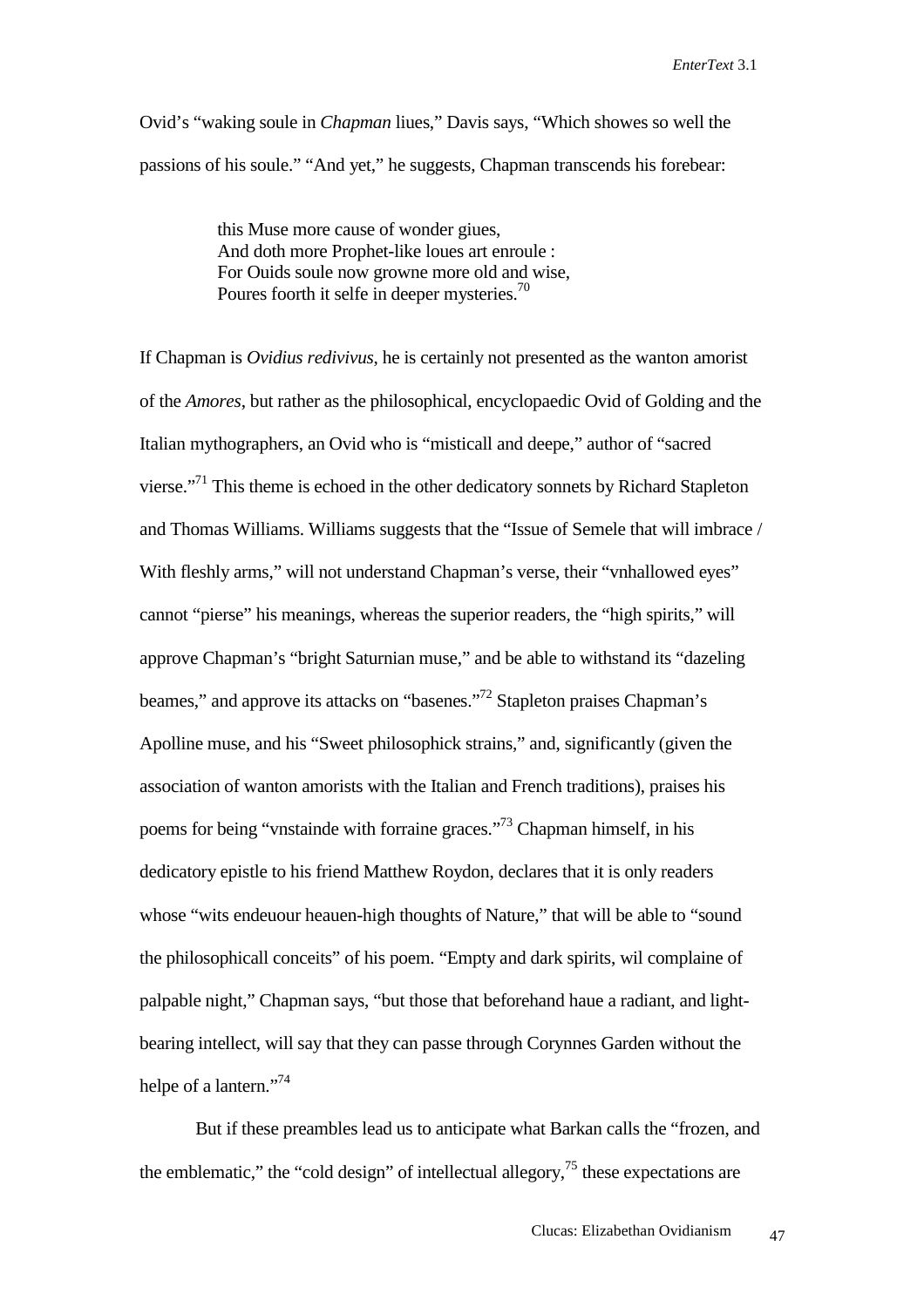Ovid's "waking soule in *Chapman* liues," Davis says, "Which showes so well the passions of his soule." "And yet," he suggests, Chapman transcends his forebear:

> this Muse more cause of wonder giues,
> And doth more Prophet-like loues art enroule :
> For Ouids soule now growne more old and wise,
> Poures foorth it selfe in deeper mysteries.[70]

If Chapman is *Ovidius redivivus*, he is certainly not presented as the wanton amorist of the *Amores*, but rather as the philosophical, encyclopaedic Ovid of Golding and the Italian mythographers, an Ovid who is "misticall and deepe," author of "sacred vierse."[71] This theme is echoed in the other dedicatory sonnets by Richard Stapleton and Thomas Williams. Williams suggests that the "Issue of Semele that will imbrace / With fleshly arms," will not understand Chapman's verse, their "vnhallowed eyes" cannot "pierse" his meanings, whereas the superior readers, the "high spirits," will approve Chapman's "bright Saturnian muse," and be able to withstand its "dazeling beames," and approve its attacks on "basenes."[72] Stapleton praises Chapman's Apolline muse, and his "Sweet philosophick strains," and, significantly (given the association of wanton amorists with the Italian and French traditions), praises his poems for being "vnstainde with forraine graces."[73] Chapman himself, in his dedicatory epistle to his friend Matthew Roydon, declares that it is only readers whose "wits endeuour heauen-high thoughts of Nature," that will be able to "sound the philosophicall conceits" of his poem. "Empty and dark spirits, wil complaine of palpable night," Chapman says, "but those that beforehand haue a radiant, and light-bearing intellect, will say that they can passe through Corynnes Garden without the helpe of a lantern."[74]

But if these preambles lead us to anticipate what Barkan calls the "frozen, and the emblematic," the "cold design" of intellectual allegory,[75] these expectations are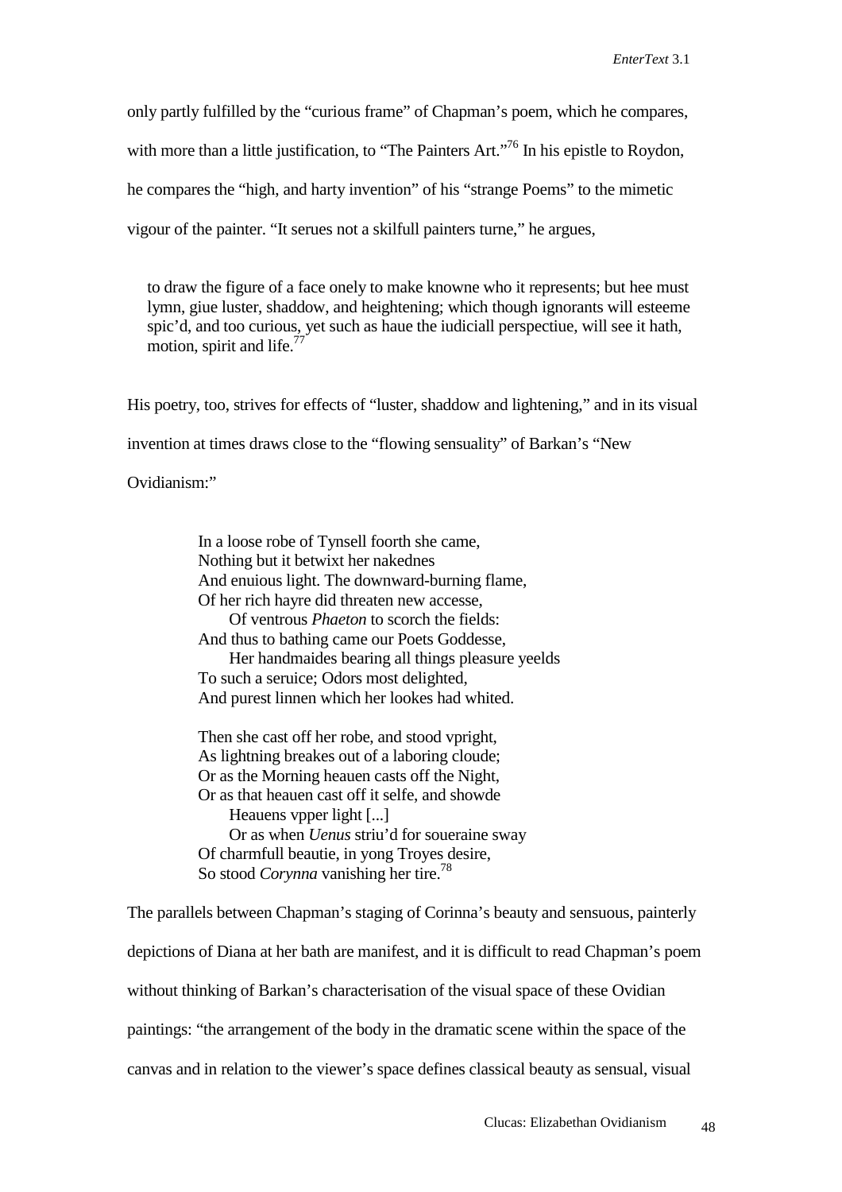only partly fulfilled by the "curious frame" of Chapman's poem, which he compares, with more than a little justification, to "The Painters Art."[76] In his epistle to Roydon, he compares the "high, and harty invention" of his "strange Poems" to the mimetic vigour of the painter. "It serues not a skilfull painters turne," he argues,

> to draw the figure of a face onely to make knowne who it represents; but hee must lymn, giue luster, shaddow, and heightening; which though ignorants will esteeme spic'd, and too curious, yet such as haue the iudiciall perspectiue, will see it hath, motion, spirit and life.[77]

His poetry, too, strives for effects of "luster, shaddow and lightening," and in its visual invention at times draws close to the "flowing sensuality" of Barkan's "New Ovidianism:"

> In a loose robe of Tynsell foorth she came,  
> Nothing but it betwixt her nakednes  
> And enuious light. The downward-burning flame,  
> Of her rich hayre did threaten new accesse,  
>     Of ventrous *Phaeton* to scorch the fields:  
> And thus to bathing came our Poets Goddesse,  
>     Her handmaides bearing all things pleasure yeelds  
> To such a seruice; Odors most delighted,  
> And purest linnen which her lookes had whited.
>
> Then she cast off her robe, and stood vpright,  
> As lightning breakes out of a laboring cloude;  
> Or as the Morning heauen casts off the Night,  
> Or as that heauen cast off it selfe, and showde  
>     Heauens vpper light [...]  
>     Or as when *Uenus* striu'd for soueraine sway  
> Of charmfull beautie, in yong Troyes desire,  
> So stood *Corynna* vanishing her tire.[78]

The parallels between Chapman's staging of Corinna's beauty and sensuous, painterly depictions of Diana at her bath are manifest, and it is difficult to read Chapman's poem without thinking of Barkan's characterisation of the visual space of these Ovidian paintings: "the arrangement of the body in the dramatic scene within the space of the canvas and in relation to the viewer's space defines classical beauty as sensual, visual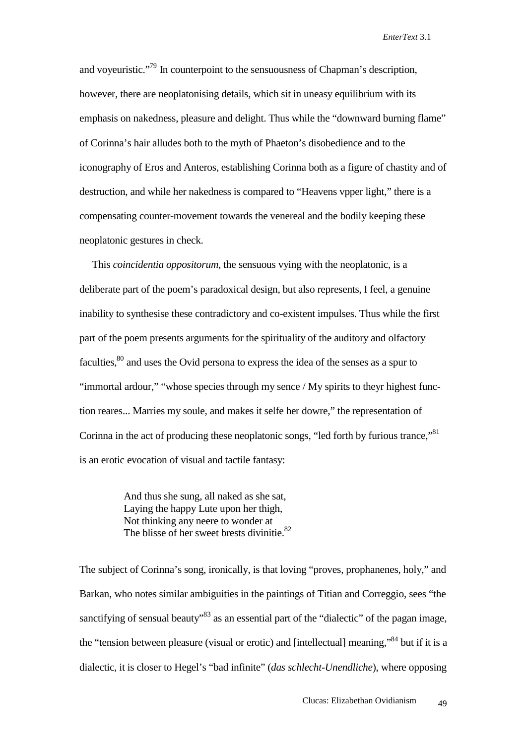and voyeuristic."[79] In counterpoint to the sensuousness of Chapman's description, however, there are neoplatonising details, which sit in uneasy equilibrium with its emphasis on nakedness, pleasure and delight. Thus while the "downward burning flame" of Corinna's hair alludes both to the myth of Phaeton's disobedience and to the iconography of Eros and Anteros, establishing Corinna both as a figure of chastity and of destruction, and while her nakedness is compared to "Heavens vpper light," there is a compensating counter-movement towards the venereal and the bodily keeping these neoplatonic gestures in check.

This *coincidentia oppositorum*, the sensuous vying with the neoplatonic, is a deliberate part of the poem's paradoxical design, but also represents, I feel, a genuine inability to synthesise these contradictory and co-existent impulses. Thus while the first part of the poem presents arguments for the spirituality of the auditory and olfactory faculties,[80] and uses the Ovid persona to express the idea of the senses as a spur to "immortal ardour," "whose species through my sence / My spirits to theyr highest function reares... Marries my soule, and makes it selfe her dowre," the representation of Corinna in the act of producing these neoplatonic songs, "led forth by furious trance,"[81] is an erotic evocation of visual and tactile fantasy:

> And thus she sung, all naked as she sat,
> Laying the happy Lute upon her thigh,
> Not thinking any neere to wonder at
> The blisse of her sweet brests divinitie.[82]

The subject of Corinna's song, ironically, is that loving "proves, prophanenes, holy," and Barkan, who notes similar ambiguities in the paintings of Titian and Correggio, sees "the sanctifying of sensual beauty"[83] as an essential part of the "dialectic" of the pagan image, the "tension between pleasure (visual or erotic) and [intellectual] meaning,"[84] but if it is a dialectic, it is closer to Hegel's "bad infinite" (*das schlecht-Unendliche*), where opposing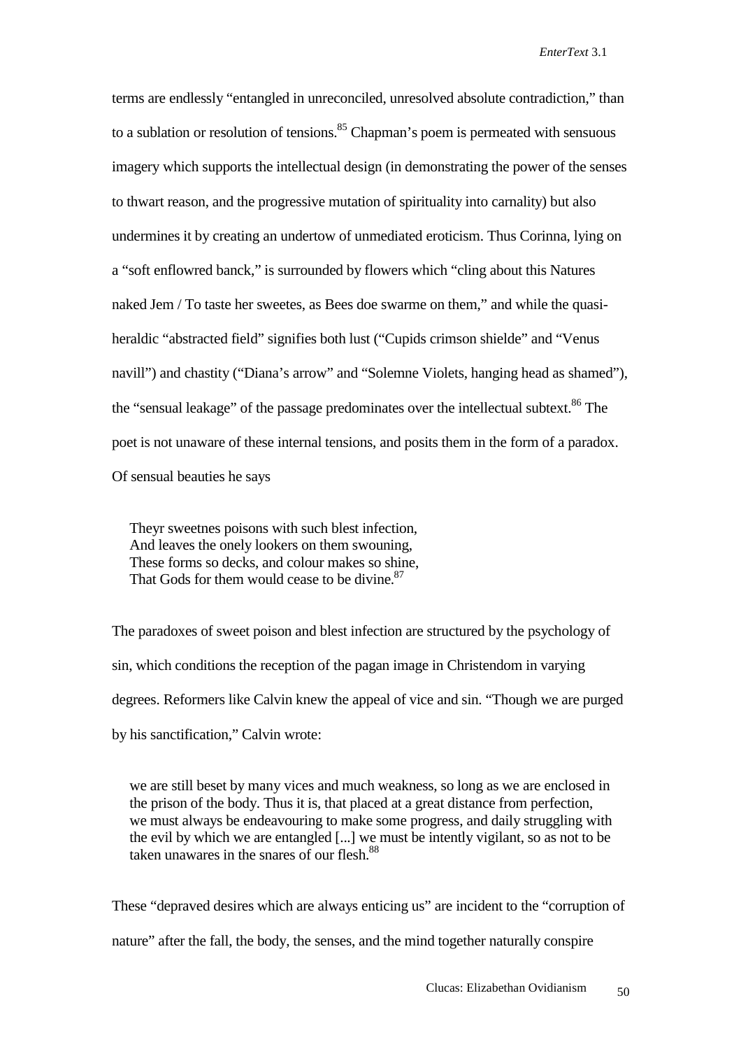terms are endlessly "entangled in unreconciled, unresolved absolute contradiction," than to a sublation or resolution of tensions.[85] Chapman's poem is permeated with sensuous imagery which supports the intellectual design (in demonstrating the power of the senses to thwart reason, and the progressive mutation of spirituality into carnality) but also undermines it by creating an undertow of unmediated eroticism. Thus Corinna, lying on a "soft enflowred banck," is surrounded by flowers which "cling about this Natures naked Jem / To taste her sweetes, as Bees doe swarme on them," and while the quasi-heraldic "abstracted field" signifies both lust ("Cupids crimson shielde" and "Venus navill") and chastity ("Diana's arrow" and "Solemne Violets, hanging head as shamed"), the "sensual leakage" of the passage predominates over the intellectual subtext.[86] The poet is not unaware of these internal tensions, and posits them in the form of a paradox. Of sensual beauties he says

> Theyr sweetnes poisons with such blest infection,
> And leaves the onely lookers on them swouning,
> These forms so decks, and colour makes so shine,
> That Gods for them would cease to be divine.[87]

The paradoxes of sweet poison and blest infection are structured by the psychology of sin, which conditions the reception of the pagan image in Christendom in varying degrees. Reformers like Calvin knew the appeal of vice and sin. "Though we are purged by his sanctification," Calvin wrote:

> we are still beset by many vices and much weakness, so long as we are enclosed in the prison of the body. Thus it is, that placed at a great distance from perfection, we must always be endeavouring to make some progress, and daily struggling with the evil by which we are entangled [...] we must be intently vigilant, so as not to be taken unawares in the snares of our flesh.[88]

These "depraved desires which are always enticing us" are incident to the "corruption of nature" after the fall, the body, the senses, and the mind together naturally conspire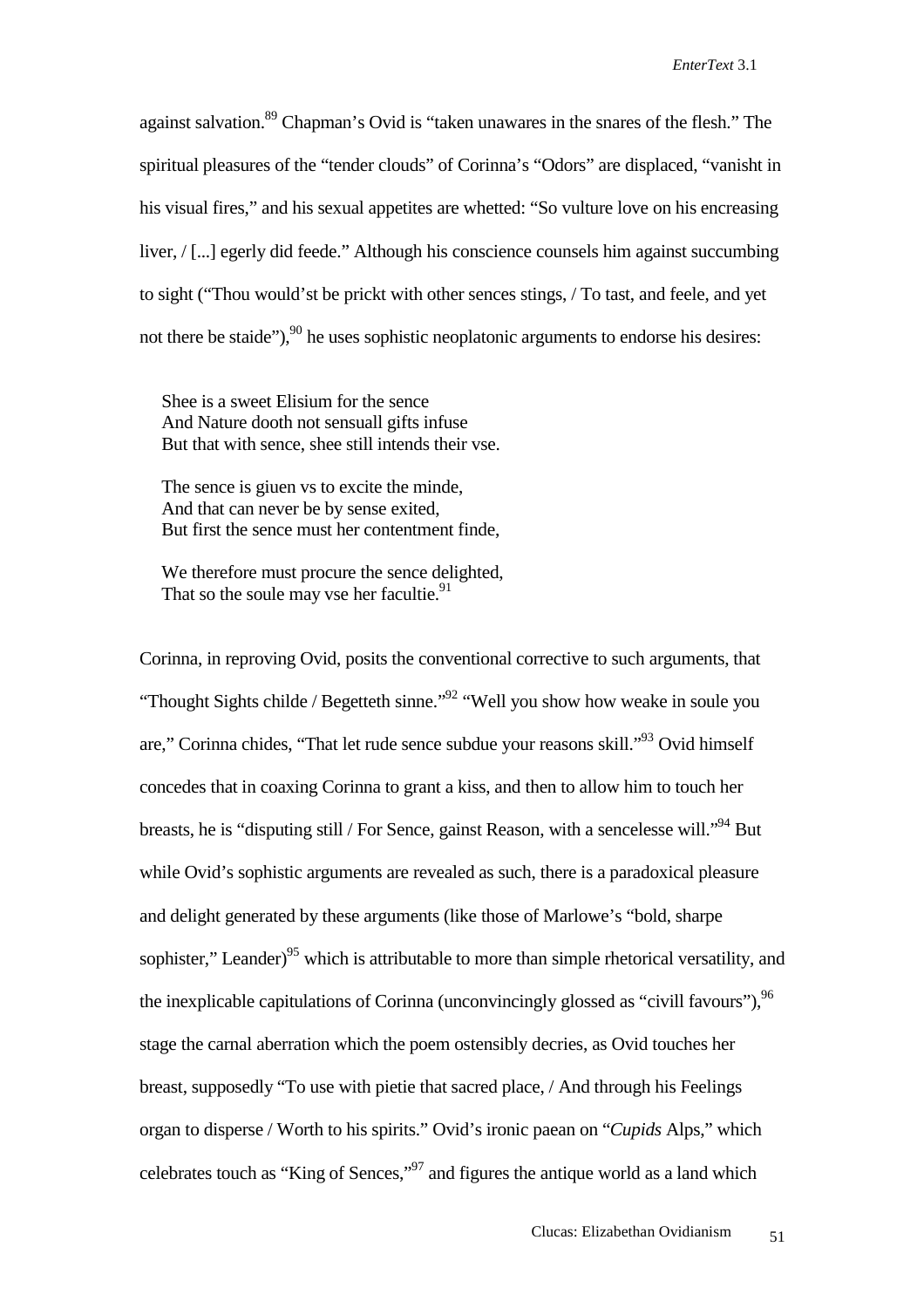against salvation.[89] Chapman's Ovid is "taken unawares in the snares of the flesh." The spiritual pleasures of the "tender clouds" of Corinna's "Odors" are displaced, "vanisht in his visual fires," and his sexual appetites are whetted: "So vulture love on his encreasing liver, / [...] egerly did feede." Although his conscience counsels him against succumbing to sight ("Thou would'st be prickt with other sences stings, / To tast, and feele, and yet not there be staide"),[90] he uses sophistic neoplatonic arguments to endorse his desires:

> Shee is a sweet Elisium for the sence
> And Nature dooth not sensuall gifts infuse
> But that with sence, shee still intends their vse.
>
> The sence is giuen vs to excite the minde,
> And that can never be by sense exited,
> But first the sence must her contentment finde,
>
> We therefore must procure the sence delighted,
> That so the soule may vse her facultie.[91]

Corinna, in reproving Ovid, posits the conventional corrective to such arguments, that "Thought Sights childe / Begetteth sinne."[92] "Well you show how weake in soule you are," Corinna chides, "That let rude sence subdue your reasons skill."[93] Ovid himself concedes that in coaxing Corinna to grant a kiss, and then to allow him to touch her breasts, he is "disputing still / For Sence, gainst Reason, with a sencelesse will."[94] But while Ovid's sophistic arguments are revealed as such, there is a paradoxical pleasure and delight generated by these arguments (like those of Marlowe's "bold, sharpe sophister," Leander)[95] which is attributable to more than simple rhetorical versatility, and the inexplicable capitulations of Corinna (unconvincingly glossed as "civill favours"),[96] stage the carnal aberration which the poem ostensibly decries, as Ovid touches her breast, supposedly "To use with pietie that sacred place, / And through his Feelings organ to disperse / Worth to his spirits." Ovid's ironic paean on "*Cupids* Alps," which celebrates touch as "King of Sences,"[97] and figures the antique world as a land which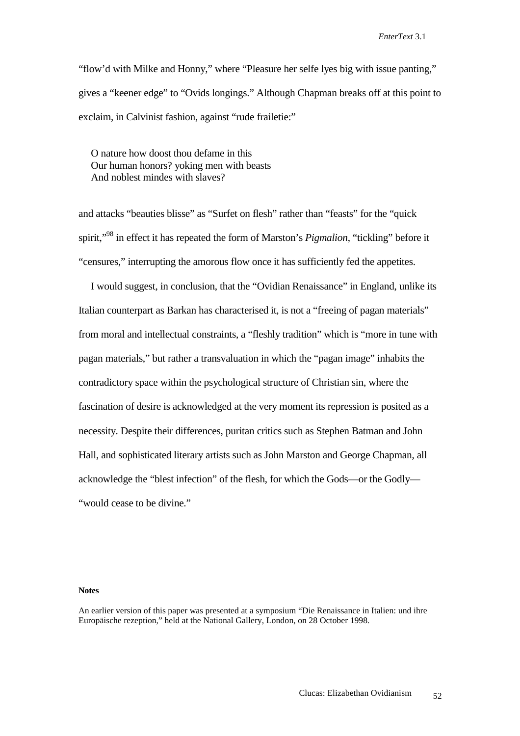"flow'd with Milke and Honny," where "Pleasure her selfe lyes big with issue panting," gives a "keener edge" to "Ovids longings." Although Chapman breaks off at this point to exclaim, in Calvinist fashion, against "rude frailetie:"

> O nature how doost thou defame in this
> Our human honors? yoking men with beasts
> And noblest mindes with slaves?

and attacks "beauties blisse" as "Surfet on flesh" rather than "feasts" for the "quick spirit,"[98] in effect it has repeated the form of Marston's *Pigmalion*, "tickling" before it "censures," interrupting the amorous flow once it has sufficiently fed the appetites.

I would suggest, in conclusion, that the "Ovidian Renaissance" in England, unlike its Italian counterpart as Barkan has characterised it, is not a "freeing of pagan materials" from moral and intellectual constraints, a "fleshly tradition" which is "more in tune with pagan materials," but rather a transvaluation in which the "pagan image" inhabits the contradictory space within the psychological structure of Christian sin, where the fascination of desire is acknowledged at the very moment its repression is posited as a necessity. Despite their differences, puritan critics such as Stephen Batman and John Hall, and sophisticated literary artists such as John Marston and George Chapman, all acknowledge the "blest infection" of the flesh, for which the Gods—or the Godly—"would cease to be divine."

**Notes**

An earlier version of this paper was presented at a symposium "Die Renaissance in Italien: und ihre Europäische rezeption," held at the National Gallery, London, on 28 October 1998.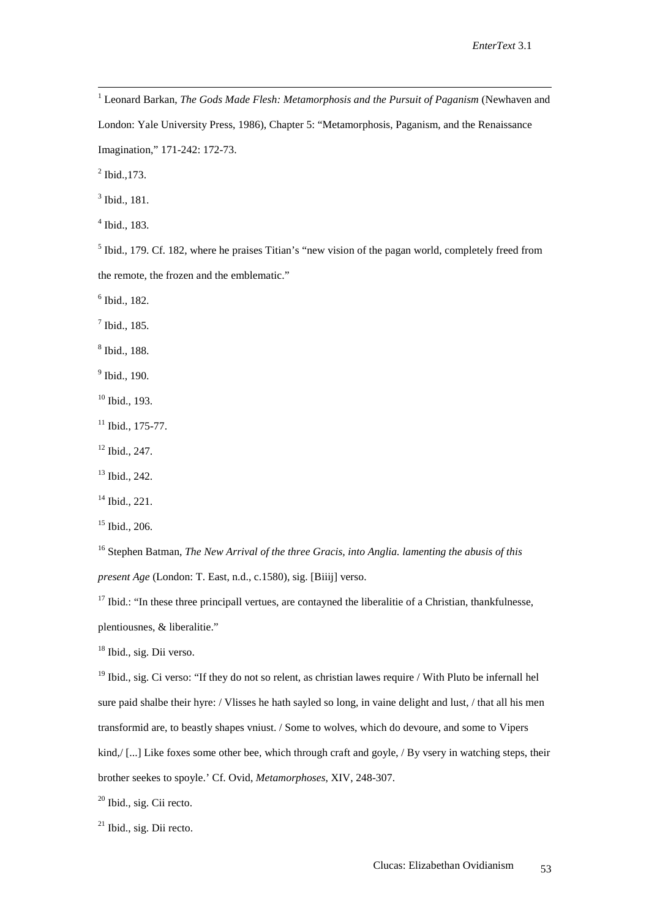[1] Leonard Barkan, *The Gods Made Flesh: Metamorphosis and the Pursuit of Paganism* (Newhaven and London: Yale University Press, 1986), Chapter 5: "Metamorphosis, Paganism, and the Renaissance Imagination," 171-242: 172-73.

[2] Ibid.,173.

[3] Ibid., 181.

[4] Ibid., 183.

[5] Ibid., 179. Cf. 182, where he praises Titian's "new vision of the pagan world, completely freed from the remote, the frozen and the emblematic."

[6] Ibid., 182.

[7] Ibid., 185.

[8] Ibid., 188.

[9] Ibid., 190.

[10] Ibid., 193.

[11] Ibid., 175-77.

[12] Ibid., 247.

[13] Ibid., 242.

[14] Ibid., 221.

[15] Ibid., 206.

[16] Stephen Batman, *The New Arrival of the three Gracis, into Anglia. lamenting the abusis of this present Age* (London: T. East, n.d., c.1580), sig. [Biiij] verso.

[17] Ibid.: "In these three principall vertues, are contayned the liberalitie of a Christian, thankfulnesse, plentiousnes, & liberalitie."

[18] Ibid., sig. Dii verso.

[19] Ibid., sig. Ci verso: "If they do not so relent, as christian lawes require / With Pluto be infernall hel sure paid shalbe their hyre: / Vlisses he hath sayled so long, in vaine delight and lust, / that all his men transformid are, to beastly shapes vniust. / Some to wolves, which do devoure, and some to Vipers kind,/ [...] Like foxes some other bee, which through craft and goyle, / By vsery in watching steps, their brother seekes to spoyle.' Cf. Ovid, *Metamorphoses*, XIV, 248-307.

[20] Ibid., sig. Cii recto.

[21] Ibid., sig. Dii recto.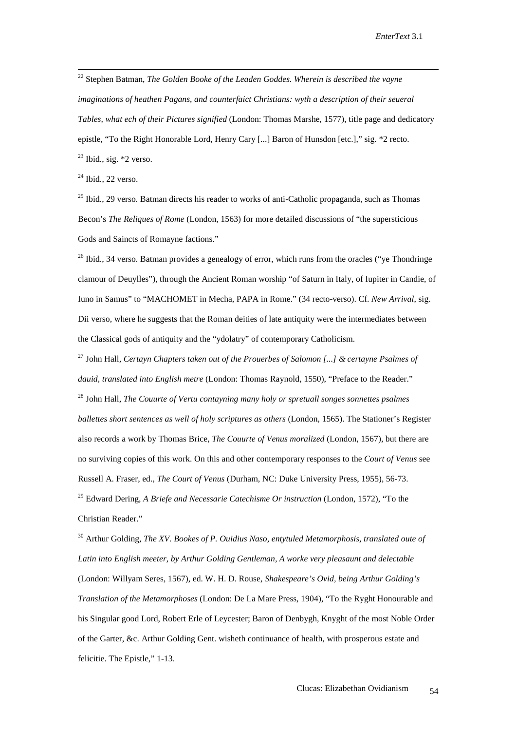[22] Stephen Batman, *The Golden Booke of the Leaden Goddes. Wherein is described the vayne imaginations of heathen Pagans, and counterfaict Christians: wyth a description of their seueral Tables, what ech of their Pictures signified* (London: Thomas Marshe, 1577), title page and dedicatory epistle, "To the Right Honorable Lord, Henry Cary [...] Baron of Hunsdon [etc.]," sig. *2 recto.

[23] Ibid., sig. *2 verso.

[24] Ibid., 22 verso.

[25] Ibid., 29 verso. Batman directs his reader to works of anti-Catholic propaganda, such as Thomas Becon's *The Reliques of Rome* (London, 1563) for more detailed discussions of "the supersticious Gods and Saincts of Romayne factions."

[26] Ibid., 34 verso. Batman provides a genealogy of error, which runs from the oracles ("ye Thondringe clamour of Deuylles"), through the Ancient Roman worship "of Saturn in Italy, of Iupiter in Candie, of Iuno in Samus" to "MACHOMET in Mecha, PAPA in Rome." (34 recto-verso). Cf. *New Arrival*, sig. Dii verso, where he suggests that the Roman deities of late antiquity were the intermediates between the Classical gods of antiquity and the "ydolatry" of contemporary Catholicism.

[27] John Hall, *Certayn Chapters taken out of the Prouerbes of Salomon [...] & certayne Psalmes of dauid, translated into English metre* (London: Thomas Raynold, 1550), "Preface to the Reader."

[28] John Hall, *The Couurte of Vertu contayning many holy or spretuall songes sonnettes psalmes ballettes short sentences as well of holy scriptures as others* (London, 1565). The Stationer's Register also records a work by Thomas Brice, *The Couurte of Venus moralized* (London, 1567), but there are no surviving copies of this work. On this and other contemporary responses to the *Court of Venus* see Russell A. Fraser, ed., *The Court of Venus* (Durham, NC: Duke University Press, 1955), 56-73.

[29] Edward Dering, *A Briefe and Necessarie Catechisme Or instruction* (London, 1572), "To the Christian Reader."

[30] Arthur Golding, *The XV. Bookes of P. Ouidius Naso, entytuled Metamorphosis, translated oute of Latin into English meeter, by Arthur Golding Gentleman, A worke very pleasaunt and delectable* (London: Willyam Seres, 1567), ed. W. H. D. Rouse, *Shakespeare's Ovid, being Arthur Golding's Translation of the Metamorphoses* (London: De La Mare Press, 1904), "To the Ryght Honourable and his Singular good Lord, Robert Erle of Leycester; Baron of Denbygh, Knyght of the most Noble Order of the Garter, &c. Arthur Golding Gent. wisheth continuance of health, with prosperous estate and felicitie. The Epistle," 1-13.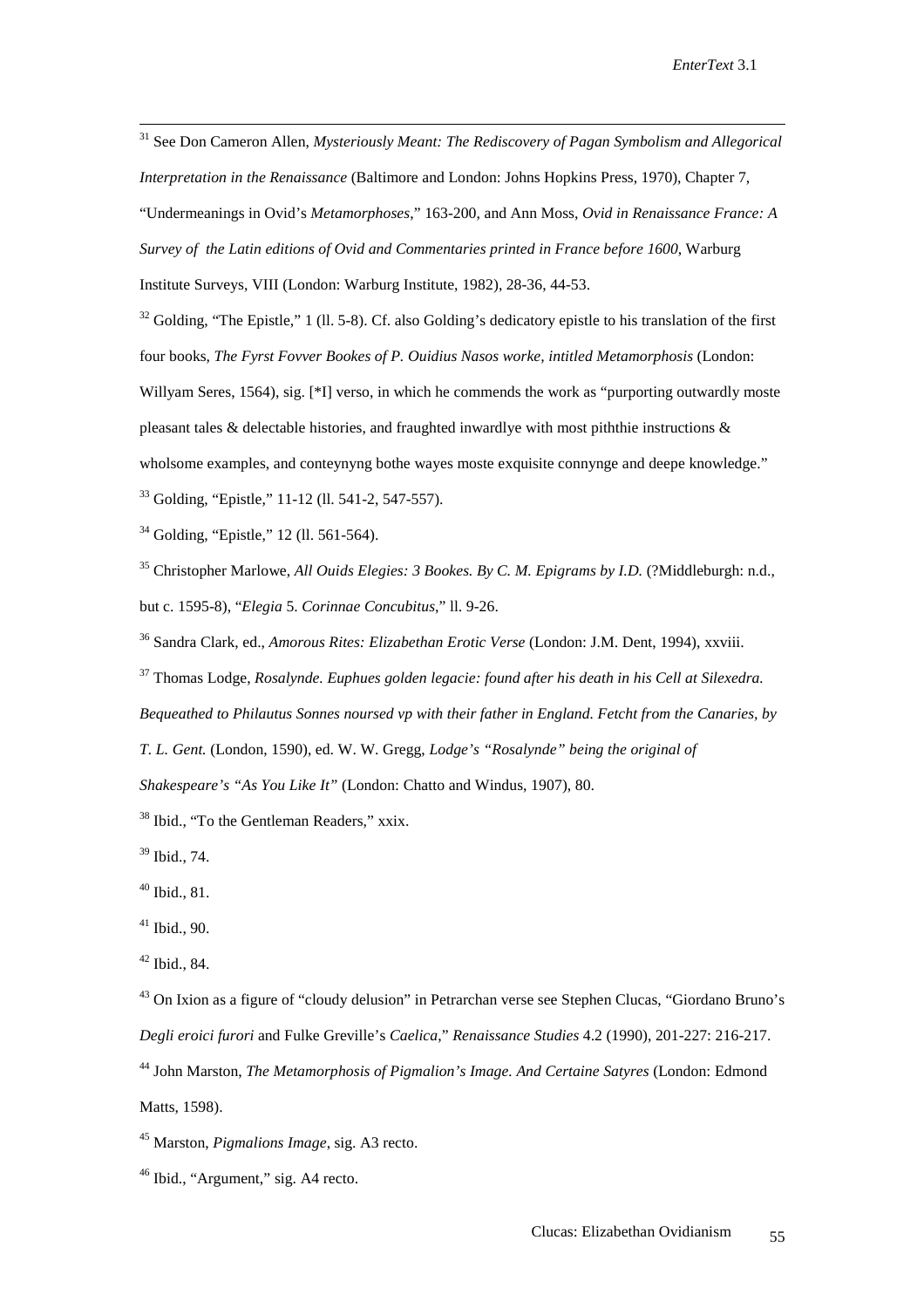[31] See Don Cameron Allen, *Mysteriously Meant: The Rediscovery of Pagan Symbolism and Allegorical Interpretation in the Renaissance* (Baltimore and London: Johns Hopkins Press, 1970), Chapter 7, "Undermeanings in Ovid's *Metamorphoses*," 163-200, and Ann Moss, *Ovid in Renaissance France: A Survey of the Latin editions of Ovid and Commentaries printed in France before 1600*, Warburg Institute Surveys, VIII (London: Warburg Institute, 1982), 28-36, 44-53.

[32] Golding, "The Epistle," 1 (ll. 5-8). Cf. also Golding's dedicatory epistle to his translation of the first four books, *The Fyrst Fovver Bookes of P. Ouidius Nasos worke, intitled Metamorphosis* (London: Willyam Seres, 1564), sig. [*I] verso, in which he commends the work as "purporting outwardly moste pleasant tales & delectable histories, and fraughted inwardlye with most piththie instructions & wholsome examples, and conteynyng bothe wayes moste exquisite connynge and deepe knowledge."

[33] Golding, "Epistle," 11-12 (ll. 541-2, 547-557).

[34] Golding, "Epistle," 12 (ll. 561-564).

[35] Christopher Marlowe, *All Ouids Elegies: 3 Bookes. By C. M. Epigrams by I.D.* (?Middleburgh: n.d., but c. 1595-8), "*Elegia* 5. *Corinnae Concubitus*," ll. 9-26.

[36] Sandra Clark, ed., *Amorous Rites: Elizabethan Erotic Verse* (London: J.M. Dent, 1994), xxviii.

[37] Thomas Lodge, *Rosalynde. Euphues golden legacie: found after his death in his Cell at Silexedra. Bequeathed to Philautus Sonnes noursed vp with their father in England. Fetcht from the Canaries, by T. L. Gent.* (London, 1590), ed. W. W. Gregg, *Lodge's "Rosalynde" being the original of Shakespeare's "As You Like It"* (London: Chatto and Windus, 1907), 80.

[38] Ibid., "To the Gentleman Readers," xxix.

[39] Ibid., 74.

[40] Ibid., 81.

[41] Ibid., 90.

[42] Ibid., 84.

[43] On Ixion as a figure of "cloudy delusion" in Petrarchan verse see Stephen Clucas, "Giordano Bruno's *Degli eroici furori* and Fulke Greville's *Caelica*," *Renaissance Studies* 4.2 (1990), 201-227: 216-217.

[44] John Marston, *The Metamorphosis of Pigmalion's Image. And Certaine Satyres* (London: Edmond Matts, 1598).

[45] Marston, *Pigmalions Image*, sig. A3 recto.

[46] Ibid., "Argument," sig. A4 recto.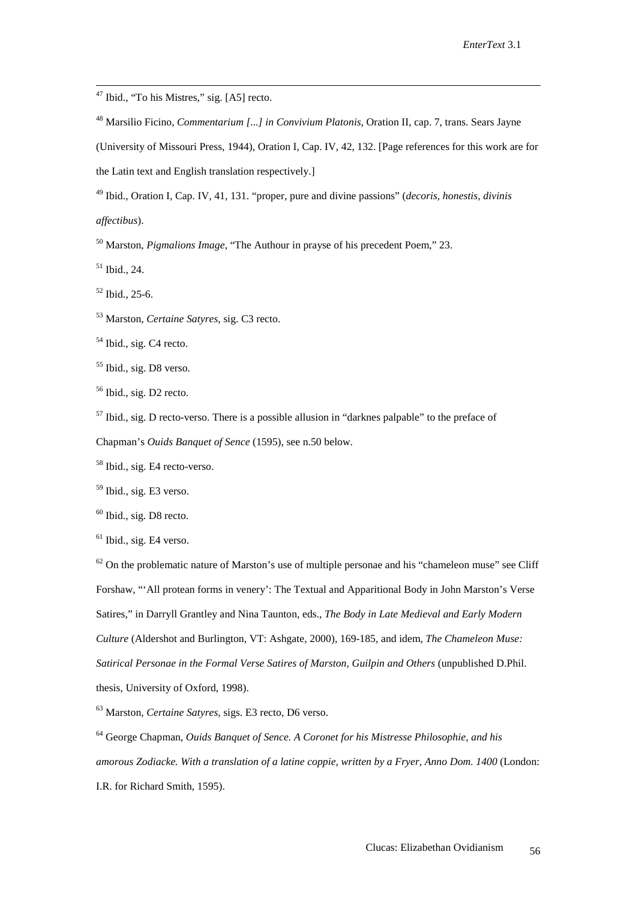[47] Ibid., "To his Mistres," sig. [A5] recto.

[48] Marsilio Ficino, *Commentarium [...] in Convivium Platonis*, Oration II, cap. 7, trans. Sears Jayne (University of Missouri Press, 1944), Oration I, Cap. IV, 42, 132. [Page references for this work are for the Latin text and English translation respectively.]

[49] Ibid., Oration I, Cap. IV, 41, 131. "proper, pure and divine passions" (*decoris, honestis, divinis affectibus*).

[50] Marston, *Pigmalions Image*, "The Authour in prayse of his precedent Poem," 23.

[51] Ibid., 24.

[52] Ibid., 25-6.

[53] Marston, *Certaine Satyres*, sig. C3 recto.

[54] Ibid., sig. C4 recto.

[55] Ibid., sig. D8 verso.

[56] Ibid., sig. D2 recto.

[57] Ibid., sig. D recto-verso. There is a possible allusion in "darknes palpable" to the preface of Chapman's *Ouids Banquet of Sence* (1595), see n.50 below.

[58] Ibid., sig. E4 recto-verso.

[59] Ibid., sig. E3 verso.

[60] Ibid., sig. D8 recto.

[61] Ibid., sig. E4 verso.

[62] On the problematic nature of Marston's use of multiple personae and his "chameleon muse" see Cliff Forshaw, "'All protean forms in venery': The Textual and Apparitional Body in John Marston's Verse Satires," in Darryll Grantley and Nina Taunton, eds., *The Body in Late Medieval and Early Modern Culture* (Aldershot and Burlington, VT: Ashgate, 2000), 169-185, and idem, *The Chameleon Muse: Satirical Personae in the Formal Verse Satires of Marston, Guilpin and Others* (unpublished D.Phil. thesis, University of Oxford, 1998).

[63] Marston, *Certaine Satyres*, sigs. E3 recto, D6 verso.

[64] George Chapman, *Ouids Banquet of Sence. A Coronet for his Mistresse Philosophie, and his amorous Zodiacke. With a translation of a latine coppie, written by a Fryer, Anno Dom. 1400* (London: I.R. for Richard Smith, 1595).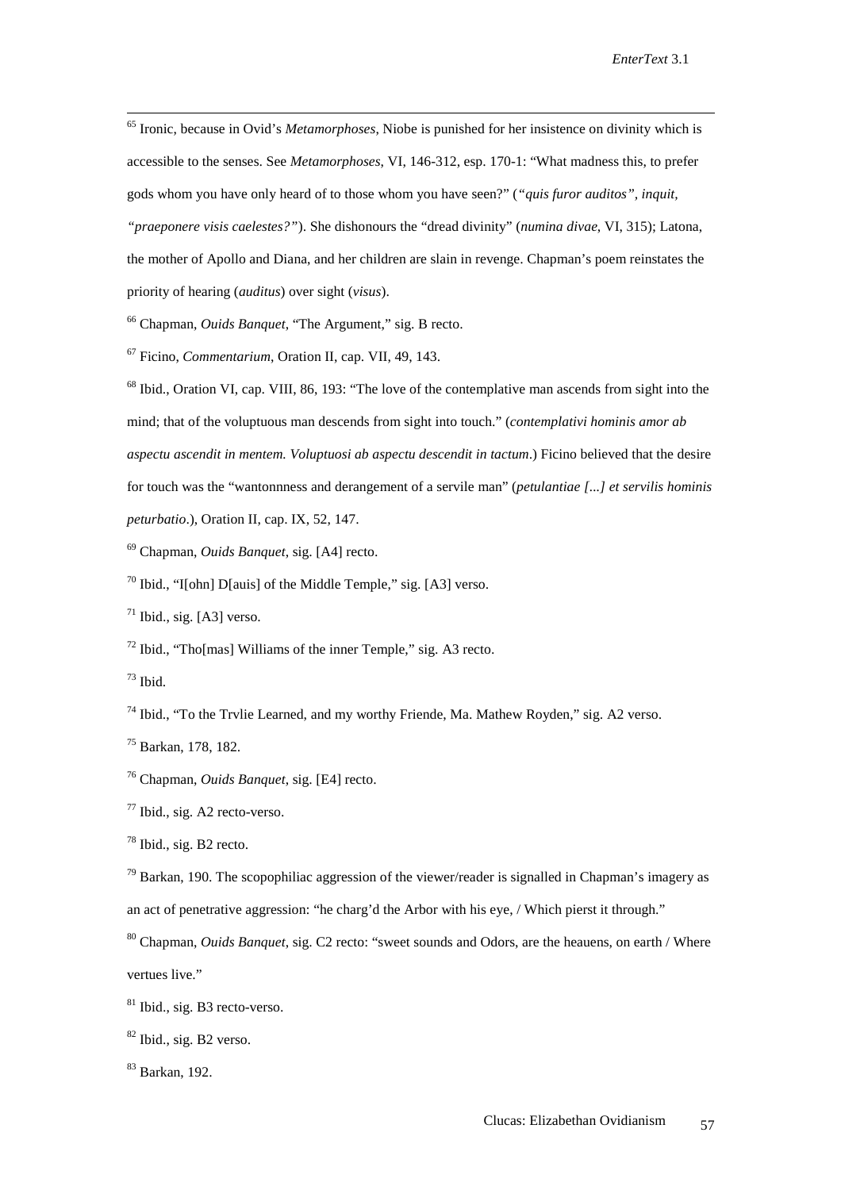[65] Ironic, because in Ovid's *Metamorphoses*, Niobe is punished for her insistence on divinity which is accessible to the senses. See *Metamorphoses*, VI, 146-312, esp. 170-1: "What madness this, to prefer gods whom you have only heard of to those whom you have seen?" (*"quis furor auditos", inquit, "praeponere visis caelestes?"*). She dishonours the "dread divinity" (*numina divae*, VI, 315); Latona, the mother of Apollo and Diana, and her children are slain in revenge. Chapman's poem reinstates the priority of hearing (*auditus*) over sight (*visus*).

[66] Chapman, *Ouids Banquet*, "The Argument," sig. B recto.

[67] Ficino, *Commentarium*, Oration II, cap. VII, 49, 143.

[68] Ibid., Oration VI, cap. VIII, 86, 193: "The love of the contemplative man ascends from sight into the mind; that of the voluptuous man descends from sight into touch." (*contemplativi hominis amor ab aspectu ascendit in mentem. Voluptuosi ab aspectu descendit in tactum*.) Ficino believed that the desire for touch was the "wantonnness and derangement of a servile man" (*petulantiae [...] et servilis hominis peturbatio*.), Oration II, cap. IX, 52, 147.

[69] Chapman, *Ouids Banquet*, sig. [A4] recto.

[70] Ibid., "I[ohn] D[auis] of the Middle Temple," sig. [A3] verso.

[71] Ibid., sig. [A3] verso.

[72] Ibid., "Tho[mas] Williams of the inner Temple," sig. A3 recto.

[73] Ibid.

[74] Ibid., "To the Trvlie Learned, and my worthy Friende, Ma. Mathew Royden," sig. A2 verso.

[75] Barkan, 178, 182.

[76] Chapman, *Ouids Banquet*, sig. [E4] recto.

[77] Ibid., sig. A2 recto-verso.

[78] Ibid., sig. B2 recto.

[79] Barkan, 190. The scopophiliac aggression of the viewer/reader is signalled in Chapman's imagery as an act of penetrative aggression: "he charg'd the Arbor with his eye, / Which pierst it through."

[80] Chapman, *Ouids Banquet*, sig. C2 recto: "sweet sounds and Odors, are the heauens, on earth / Where vertues live."

[81] Ibid., sig. B3 recto-verso.

[82] Ibid., sig. B2 verso.

[83] Barkan, 192.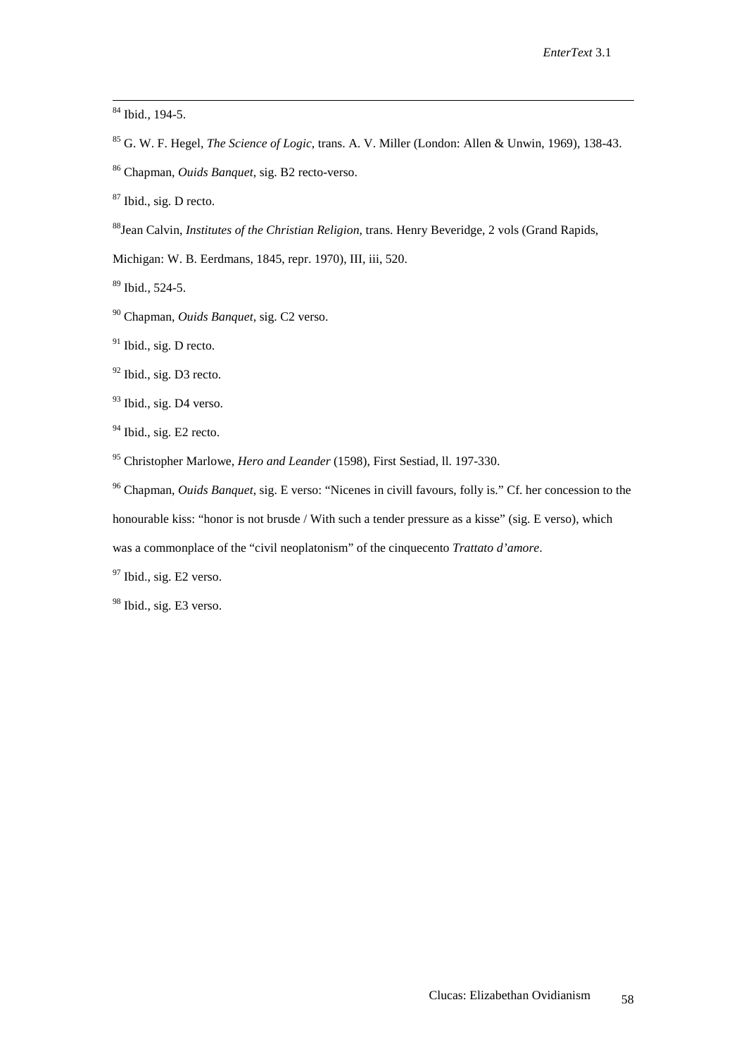[84] Ibid., 194-5.

[85] G. W. F. Hegel, *The Science of Logic*, trans. A. V. Miller (London: Allen & Unwin, 1969), 138-43.

[86] Chapman, *Ouids Banquet*, sig. B2 recto-verso.

[87] Ibid., sig. D recto.

[88] Jean Calvin, *Institutes of the Christian Religion*, trans. Henry Beveridge, 2 vols (Grand Rapids, Michigan: W. B. Eerdmans, 1845, repr. 1970), III, iii, 520.

[89] Ibid., 524-5.

[90] Chapman, *Ouids Banquet*, sig. C2 verso.

[91] Ibid., sig. D recto.

[92] Ibid., sig. D3 recto.

[93] Ibid., sig. D4 verso.

[94] Ibid., sig. E2 recto.

[95] Christopher Marlowe, *Hero and Leander* (1598), First Sestiad, ll. 197-330.

[96] Chapman, *Ouids Banquet*, sig. E verso: "Nicenes in civill favours, folly is." Cf. her concession to the honourable kiss: "honor is not brusde / With such a tender pressure as a kisse" (sig. E verso), which was a commonplace of the "civil neoplatonism" of the cinquecento *Trattato d'amore*.

[97] Ibid., sig. E2 verso.

[98] Ibid., sig. E3 verso.